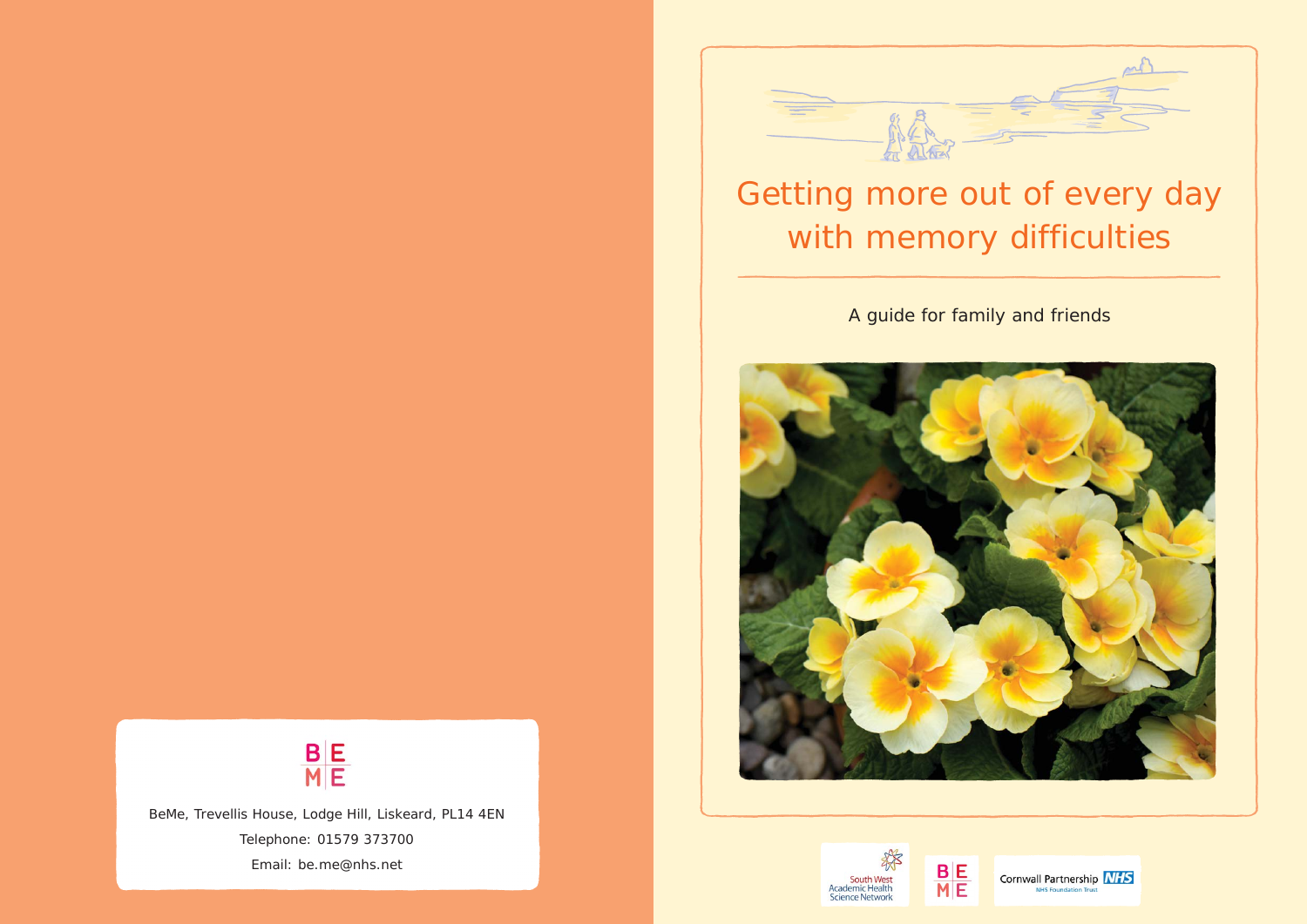# Getting more out of every day with memory difficulties

A guide for family and friends

BE
ME

BeMe, Trevellis House, Lodge Hill, Liskeard, PL14 4EN

Telephone: 01579 373700

Email: be.me@nhs.net

South West Academic Health Science Network

BE ME

Cornwall Partnership NHS
NHS Foundation Trust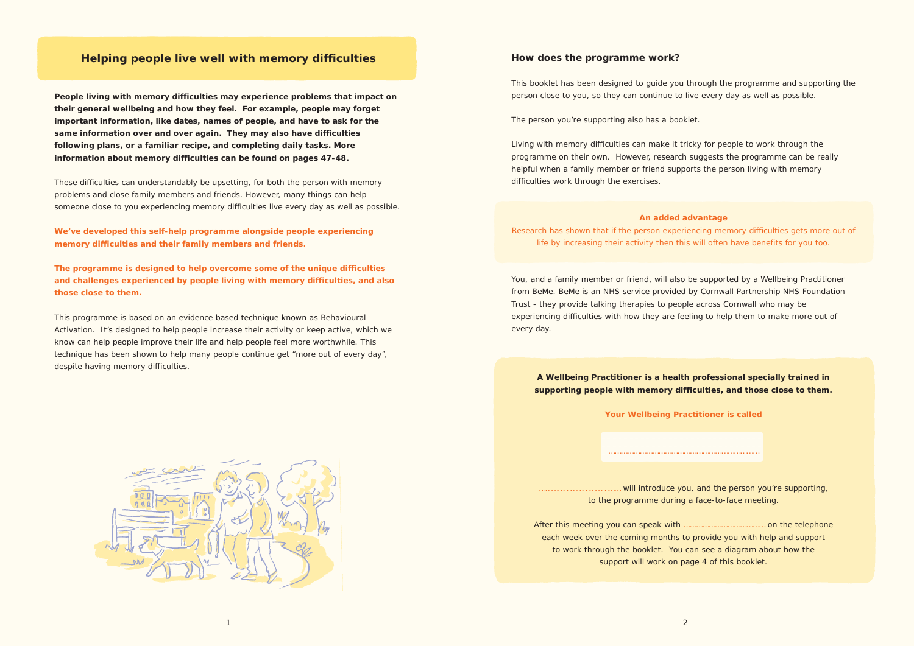## Helping people live well with memory difficulties

**People living with memory difficulties may experience problems that impact on their general wellbeing and how they feel. For example, people may forget important information, like dates, names of people, and have to ask for the same information over and over again. They may also have difficulties following plans, or a familiar recipe, and completing daily tasks. More information about memory difficulties can be found on pages 47-48.**

These difficulties can understandably be upsetting, for both the person with memory problems and close family members and friends. However, many things can help someone close to you experiencing memory difficulties live every day as well as possible.

**We've developed this self-help programme alongside people experiencing memory difficulties and their family members and friends.**

**The programme is designed to help overcome some of the unique difficulties and challenges experienced by people living with memory difficulties, and also those close to them.**

This programme is based on an evidence based technique known as Behavioural Activation. It's designed to help people increase their activity or keep active, which we know can help people improve their life and help people feel more worthwhile. This technique has been shown to help many people continue get "more out of every day", despite having memory difficulties.

### How does the programme work?

This booklet has been designed to guide you through the programme and supporting the person close to you, so they can continue to live every day as well as possible.

The person you're supporting also has a booklet.

Living with memory difficulties can make it tricky for people to work through the programme on their own. However, research suggests the programme can be really helpful when a family member or friend supports the person living with memory difficulties work through the exercises.

**An added advantage**

Research has shown that if the person experiencing memory difficulties gets more out of life by increasing their activity then this will often have benefits for you too.

You, and a family member or friend, will also be supported by a Wellbeing Practitioner from BeMe. BeMe is an NHS service provided by Cornwall Partnership NHS Foundation Trust - they provide talking therapies to people across Cornwall who may be experiencing difficulties with how they are feeling to help them to make more out of every day.

**A Wellbeing Practitioner is a health professional specially trained in supporting people with memory difficulties, and those close to them.**

**Your Wellbeing Practitioner is called**

..............................................................

.................................. will introduce you, and the person you're supporting, to the programme during a face-to-face meeting.

After this meeting you can speak with .................................. on the telephone each week over the coming months to provide you with help and support to work through the booklet. You can see a diagram about how the support will work on page 4 of this booklet.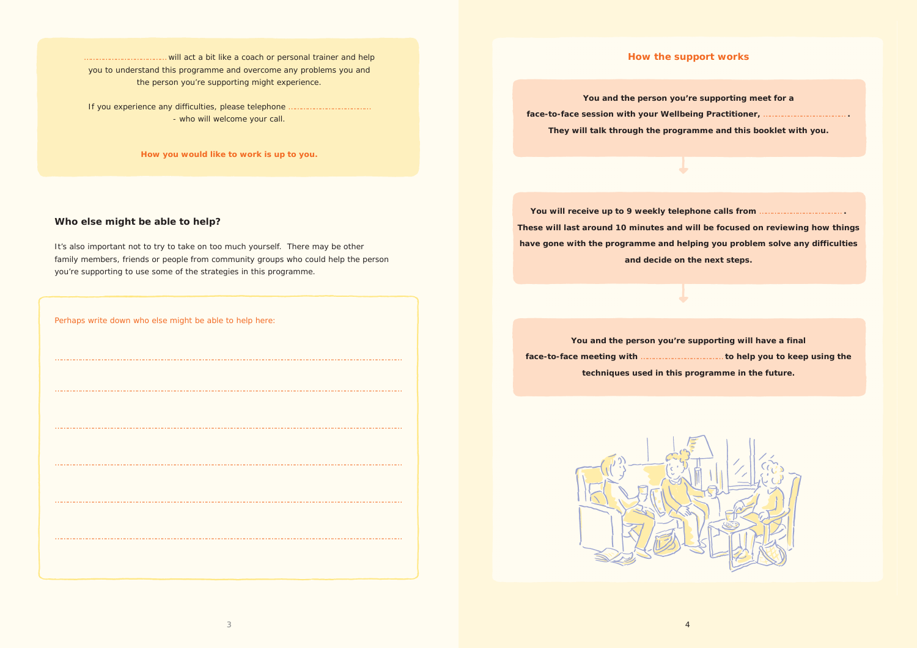…………………………… will act a bit like a coach or personal trainer and help you to understand this programme and overcome any problems you and the person you're supporting might experience.

If you experience any difficulties, please telephone …………………………… - who will welcome your call.

**How you would like to work is up to you.**

### Who else might be able to help?

It's also important not to try to take on too much yourself. There may be other family members, friends or people from community groups who could help the person you're supporting to use some of the strategies in this programme.

Perhaps write down who else might be able to help here:

……………………………………………………………………………………………………

……………………………………………………………………………………………………

……………………………………………………………………………………………………

……………………………………………………………………………………………………

……………………………………………………………………………………………………

……………………………………………………………………………………………………

## How the support works

**You and the person you're supporting meet for a face-to-face session with your Wellbeing Practitioner, …………………………… . They will talk through the programme and this booklet with you.**

**You will receive up to 9 weekly telephone calls from …………………………… . These will last around 10 minutes and will be focused on reviewing how things have gone with the programme and helping you problem solve any difficulties and decide on the next steps.**

**You and the person you're supporting will have a final face-to-face meeting with …………………………… to help you to keep using the techniques used in this programme in the future.**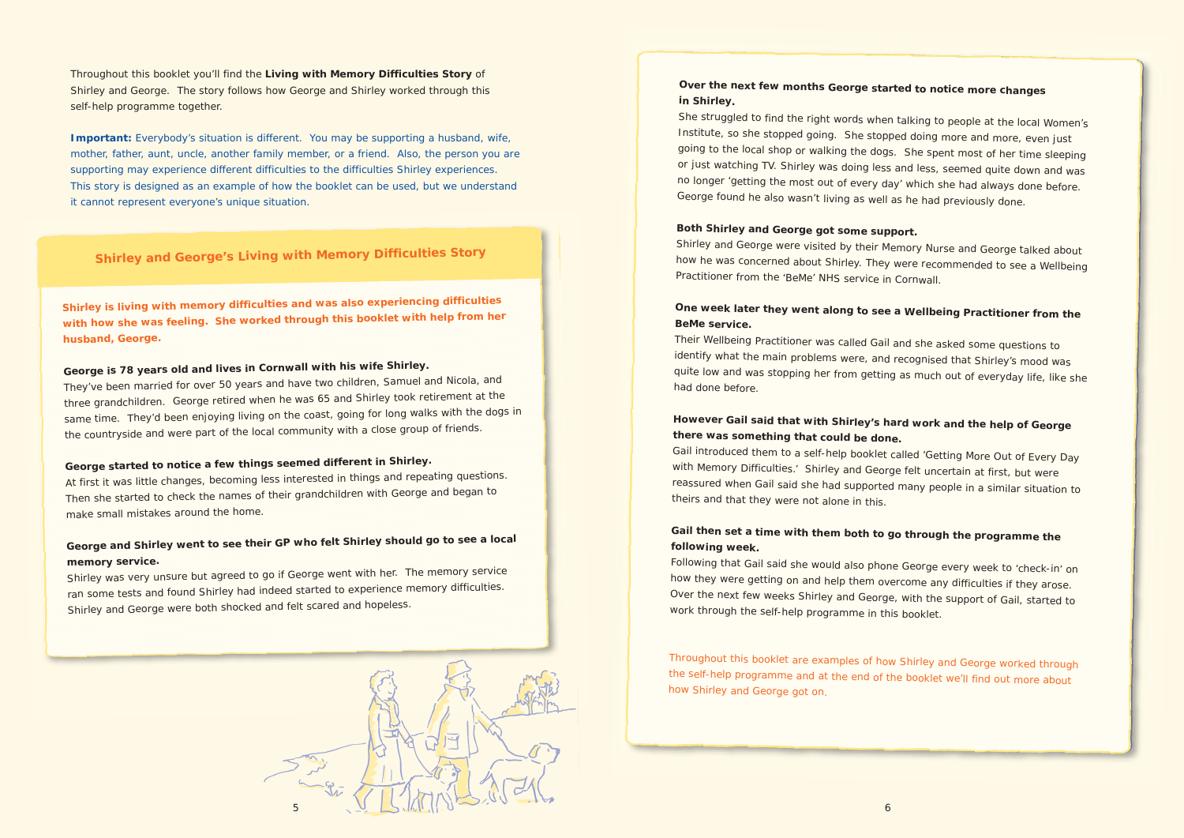Throughout this booklet you'll find the **Living with Memory Difficulties Story** of Shirley and George. The story follows how George and Shirley worked through this self-help programme together.

**Important:** Everybody's situation is different. You may be supporting a husband, wife, mother, father, aunt, uncle, another family member, or a friend. Also, the person you are supporting may experience different difficulties to the difficulties Shirley experiences. This story is designed as an example of how the booklet can be used, but we understand it cannot represent everyone's unique situation.

## Shirley and George's Living with Memory Difficulties Story

**Shirley is living with memory difficulties and was also experiencing difficulties with how she was feeling. She worked through this booklet with help from her husband, George.**

**George is 78 years old and lives in Cornwall with his wife Shirley.**
They've been married for over 50 years and have two children, Samuel and Nicola, and three grandchildren. George retired when he was 65 and Shirley took retirement at the same time. They'd been enjoying living on the coast, going for long walks with the dogs in the countryside and were part of the local community with a close group of friends.

**George started to notice a few things seemed different in Shirley.**
At first it was little changes, becoming less interested in things and repeating questions. Then she started to check the names of their grandchildren with George and began to make small mistakes around the home.

**George and Shirley went to see their GP who felt Shirley should go to see a local memory service.**
Shirley was very unsure but agreed to go if George went with her. The memory service ran some tests and found Shirley had indeed started to experience memory difficulties. Shirley and George were both shocked and felt scared and hopeless.

**Over the next few months George started to notice more changes in Shirley.**
She struggled to find the right words when talking to people at the local Women's Institute, so she stopped going. She stopped doing more and more, even just going to the local shop or walking the dogs. She spent most of her time sleeping or just watching TV. Shirley was doing less and less, seemed quite down and was no longer 'getting the most out of every day' which she had always done before. George found he also wasn't living as well as he had previously done.

**Both Shirley and George got some support.**
Shirley and George were visited by their Memory Nurse and George talked about how he was concerned about Shirley. They were recommended to see a Wellbeing Practitioner from the 'BeMe' NHS service in Cornwall.

**One week later they went along to see a Wellbeing Practitioner from the BeMe service.**
Their Wellbeing Practitioner was called Gail and she asked some questions to identify what the main problems were, and recognised that Shirley's mood was quite low and was stopping her from getting as much out of everyday life, like she had done before.

**However Gail said that with Shirley's hard work and the help of George there was something that could be done.**
Gail introduced them to a self-help booklet called 'Getting More Out of Every Day with Memory Difficulties.' Shirley and George felt uncertain at first, but were reassured when Gail said she had supported many people in a similar situation to theirs and that they were not alone in this.

**Gail then set a time with them both to go through the programme the following week.**
Following that Gail said she would also phone George every week to 'check-in' on how they were getting on and help them overcome any difficulties if they arose. Over the next few weeks Shirley and George, with the support of Gail, started to work through the self-help programme in this booklet.

Throughout this booklet are examples of how Shirley and George worked through the self-help programme and at the end of the booklet we'll find out more about how Shirley and George got on.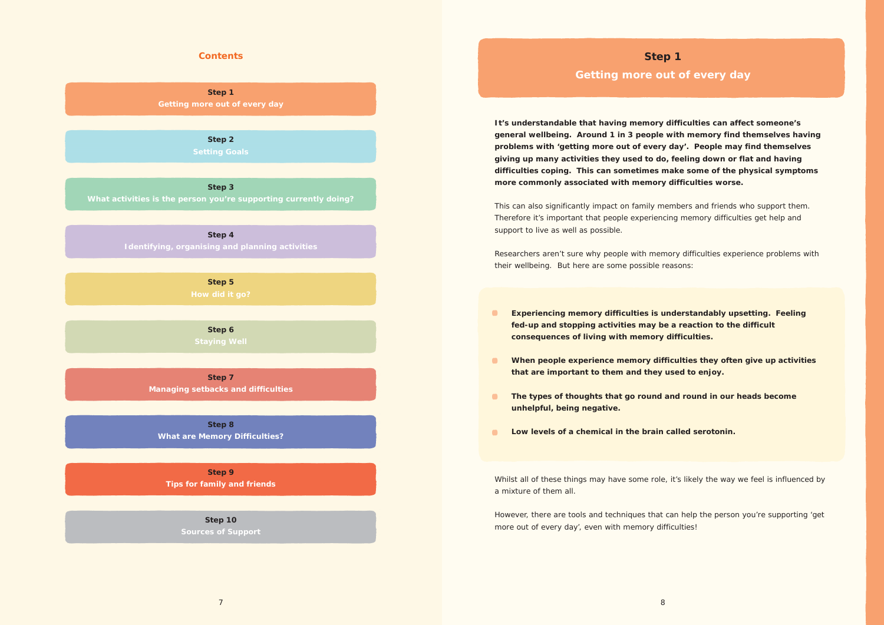## Contents

**Step 1**
Getting more out of every day

**Step 2**
Setting Goals

**Step 3**
What activities is the person you're supporting currently doing?

**Step 4**
Identifying, organising and planning activities

**Step 5**
How did it go?

**Step 6**
Staying Well

**Step 7**
Managing setbacks and difficulties

**Step 8**
What are Memory Difficulties?

**Step 9**
Tips for family and friends

**Step 10**
Sources of Support

# Step 1
## Getting more out of every day

**It's understandable that having memory difficulties can affect someone's general wellbeing. Around 1 in 3 people with memory find themselves having problems with 'getting more out of every day'. People may find themselves giving up many activities they used to do, feeling down or flat and having difficulties coping. This can sometimes make some of the physical symptoms more commonly associated with memory difficulties worse.**

This can also significantly impact on family members and friends who support them. Therefore it's important that people experiencing memory difficulties get help and support to live as well as possible.

Researchers aren't sure why people with memory difficulties experience problems with their wellbeing. But here are some possible reasons:

- **Experiencing memory difficulties is understandably upsetting. Feeling fed-up and stopping activities may be a reaction to the difficult consequences of living with memory difficulties.**
- **When people experience memory difficulties they often give up activities that are important to them and they used to enjoy.**
- **The types of thoughts that go round and round in our heads become unhelpful, being negative.**
- **Low levels of a chemical in the brain called serotonin.**

Whilst all of these things may have some role, it's likely the way we feel is influenced by a mixture of them all.

However, there are tools and techniques that can help the person you're supporting 'get more out of every day', even with memory difficulties!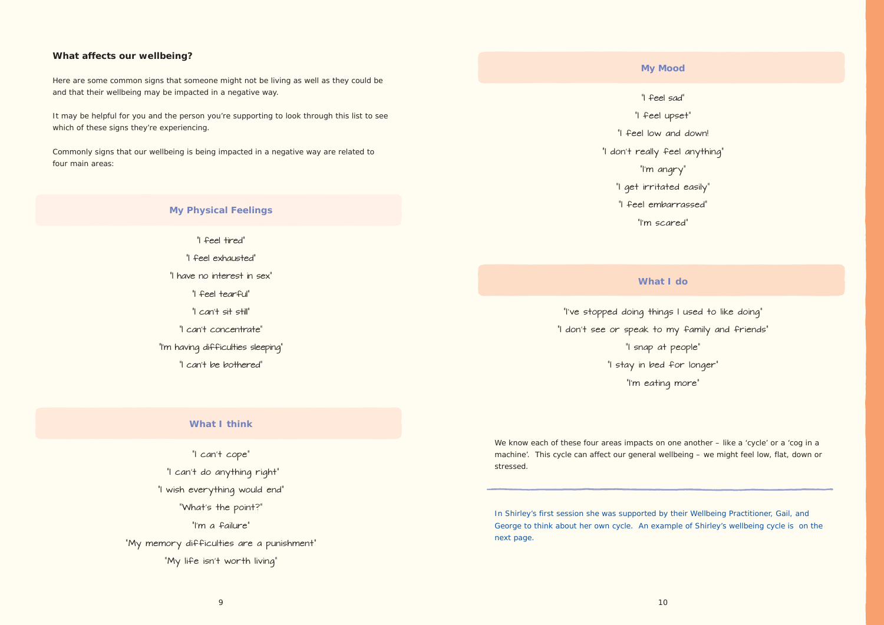## What affects our wellbeing?

Here are some common signs that someone might not be living as well as they could be and that their wellbeing may be impacted in a negative way.

It may be helpful for you and the person you're supporting to look through this list to see which of these signs they're experiencing.

Commonly signs that our wellbeing is being impacted in a negative way are related to four main areas:

### My Physical Feelings

"I feel tired"

"I feel exhausted"

"I have no interest in sex"

"I feel tearful"

"I can't sit still"

"I can't concentrate"

"I'm having difficulties sleeping"

"I can't be bothered"

### What I think

"I can't cope"

"I can't do anything right"

"I wish everything would end"

"What's the point?"

"I'm a failure"

"My memory difficulties are a punishment"

"My life isn't worth living"

### My Mood

"I feel sad"

"I feel upset"

"I feel low and down!

"I don't really feel anything"

"I'm angry"

"I get irritated easily"

"I feel embarrassed"

"I'm scared"

### What I do

"I've stopped doing things I used to like doing"

"I don't see or speak to my family and friends"

"I snap at people"

"I stay in bed for longer"

"I'm eating more"

We know each of these four areas impacts on one another – like a 'cycle' or a 'cog in a machine'. This cycle can affect our general wellbeing – we might feel low, flat, down or stressed.

---

In Shirley's first session she was supported by their Wellbeing Practitioner, Gail, and George to think about her own cycle. An example of Shirley's wellbeing cycle is on the next page.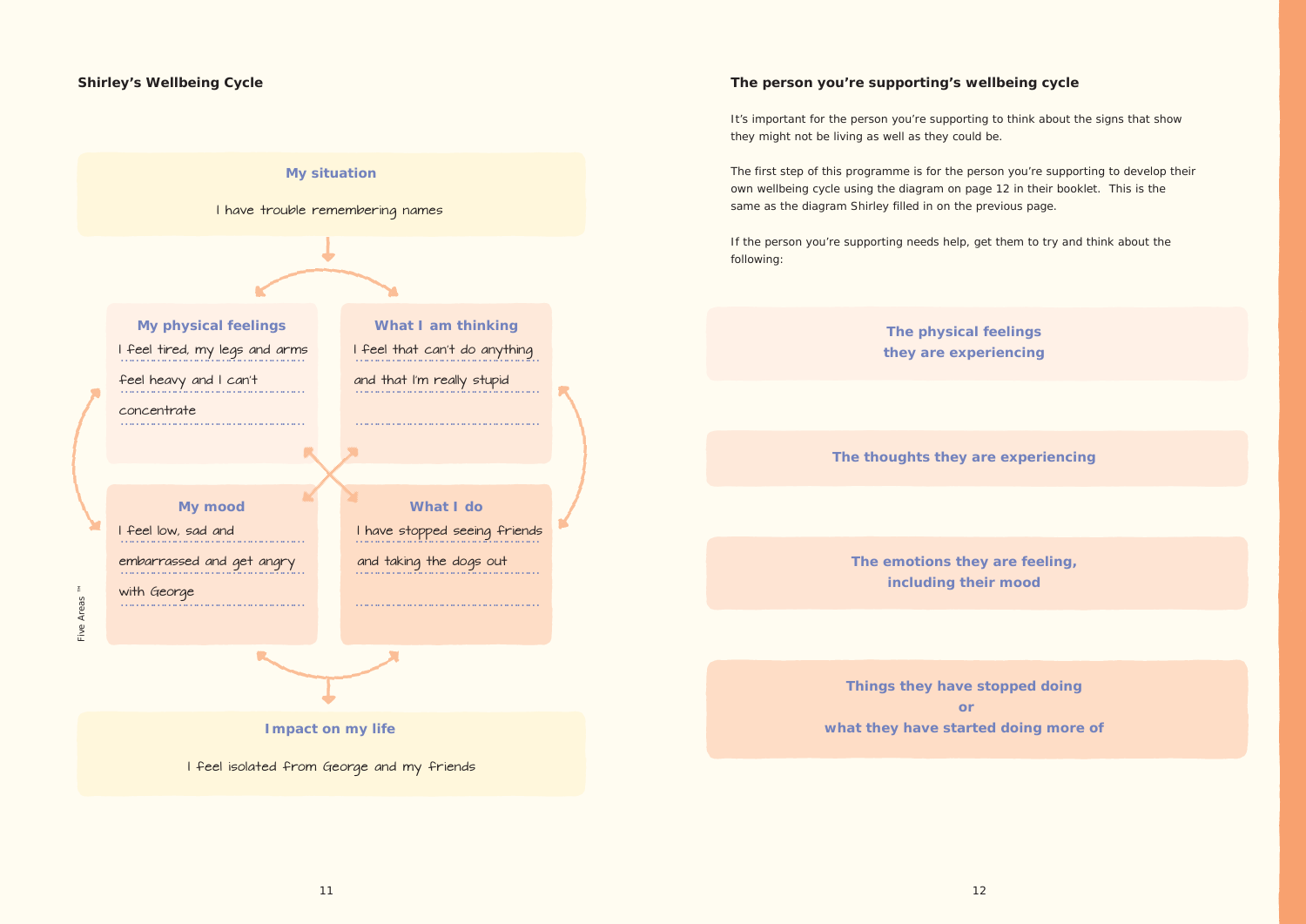## Shirley's Wellbeing Cycle

**My situation**

I have trouble remembering names

**My physical feelings**

I feel tired, my legs and arms feel heavy and I can't concentrate

**What I am thinking**

I feel that can't do anything and that I'm really stupid

**My mood**

I feel low, sad and embarrassed and get angry with George

**What I do**

I have stopped seeing friends and taking the dogs out

**Impact on my life**

I feel isolated from George and my friends

Five Areas ™

## The person you're supporting's wellbeing cycle

It's important for the person you're supporting to think about the signs that show they might not be living as well as they could be.

The first step of this programme is for the person you're supporting to develop their own wellbeing cycle using the diagram on page 12 in their booklet. This is the same as the diagram Shirley filled in on the previous page.

If the person you're supporting needs help, get them to try and think about the following:

**The physical feelings they are experiencing**

**The thoughts they are experiencing**

**The emotions they are feeling, including their mood**

**Things they have stopped doing or what they have started doing more of**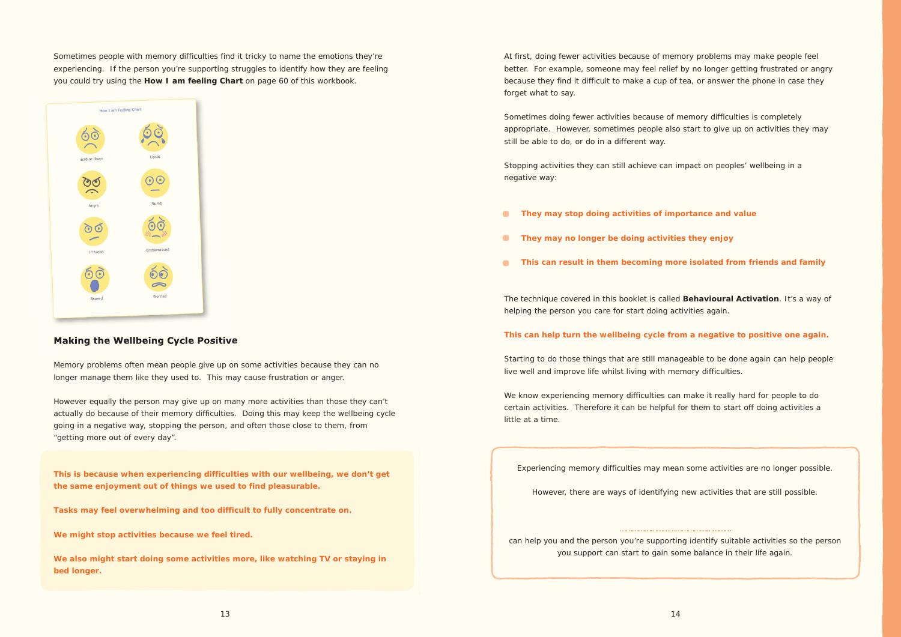Sometimes people with memory difficulties find it tricky to name the emotions they're experiencing. If the person you're supporting struggles to identify how they are feeling you could try using the **How I am feeling Chart** on page 60 of this workbook.

How I am Feeling Chart

Sad or down

Upset

Angry

Numb

Irritated

Embarrassed

Scared

Worried

## Making the Wellbeing Cycle Positive

Memory problems often mean people give up on some activities because they can no longer manage them like they used to. This may cause frustration or anger.

However equally the person may give up on many more activities than those they can't actually do because of their memory difficulties. Doing this may keep the wellbeing cycle going in a negative way, stopping the person, and often those close to them, from "getting more out of every day".

**This is because when experiencing difficulties with our wellbeing, we don't get the same enjoyment out of things we used to find pleasurable.**

**Tasks may feel overwhelming and too difficult to fully concentrate on.**

**We might stop activities because we feel tired.**

**We also might start doing some activities more, like watching TV or staying in bed longer.**

At first, doing fewer activities because of memory problems may make people feel better. For example, someone may feel relief by no longer getting frustrated or angry because they find it difficult to make a cup of tea, or answer the phone in case they forget what to say.

Sometimes doing fewer activities because of memory difficulties is completely appropriate. However, sometimes people also start to give up on activities they may still be able to do, or do in a different way.

Stopping activities they can still achieve can impact on peoples' wellbeing in a negative way:

- **They may stop doing activities of importance and value**
- **They may no longer be doing activities they enjoy**
- **This can result in them becoming more isolated from friends and family**

The technique covered in this booklet is called **Behavioural Activation**. It's a way of helping the person you care for start doing activities again.

**This can help turn the wellbeing cycle from a negative to positive one again.**

Starting to do those things that are still manageable to be done again can help people live well and improve life whilst living with memory difficulties.

We know experiencing memory difficulties can make it really hard for people to do certain activities. Therefore it can be helpful for them to start off doing activities a little at a time.

Experiencing memory difficulties may mean some activities are no longer possible.

However, there are ways of identifying new activities that are still possible.

..................................

can help you and the person you're supporting identify suitable activities so the person you support can start to gain some balance in their life again.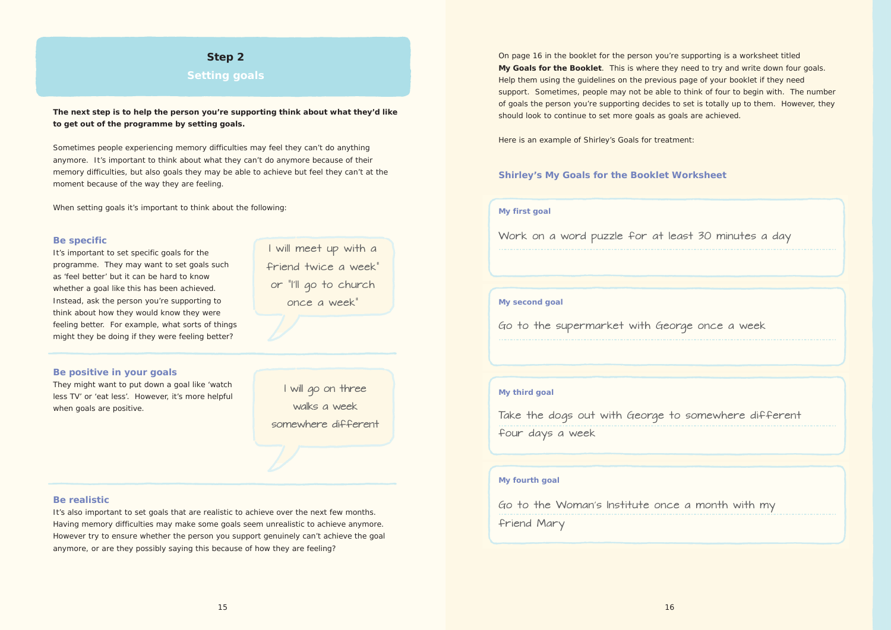## Step 2

## Setting goals

**The next step is to help the person you're supporting think about what they'd like to get out of the programme by setting goals.**

Sometimes people experiencing memory difficulties may feel they can't do anything anymore. It's important to think about what they can't do anymore because of their memory difficulties, but also goals they may be able to achieve but feel they can't at the moment because of the way they are feeling.

When setting goals it's important to think about the following:

### Be specific

It's important to set specific goals for the programme. They may want to set goals such as 'feel better' but it can be hard to know whether a goal like this has been achieved. Instead, ask the person you're supporting to think about how they would know they were feeling better. For example, what sorts of things might they be doing if they were feeling better?

I will meet up with a friend twice a week" or "I'll go to church once a week"

### Be positive in your goals

They might want to put down a goal like 'watch less TV' or 'eat less'. However, it's more helpful when goals are positive.

I will go on three walks a week somewhere different

### Be realistic

It's also important to set goals that are realistic to achieve over the next few months. Having memory difficulties may make some goals seem unrealistic to achieve anymore. However try to ensure whether the person you support genuinely can't achieve the goal anymore, or are they possibly saying this because of how they are feeling?

On page 16 in the booklet for the person you're supporting is a worksheet titled **My Goals for the Booklet**. This is where they need to try and write down four goals. Help them using the guidelines on the previous page of your booklet if they need support. Sometimes, people may not be able to think of four to begin with. The number of goals the person you're supporting decides to set is totally up to them. However, they should look to continue to set more goals as goals are achieved.

Here is an example of Shirley's Goals for treatment:

### Shirley's My Goals for the Booklet Worksheet

**My first goal**

Work on a word puzzle for at least 30 minutes a day

**My second goal**

Go to the supermarket with George once a week

**My third goal**

Take the dogs out with George to somewhere different four days a week

**My fourth goal**

Go to the Woman's Institute once a month with my friend Mary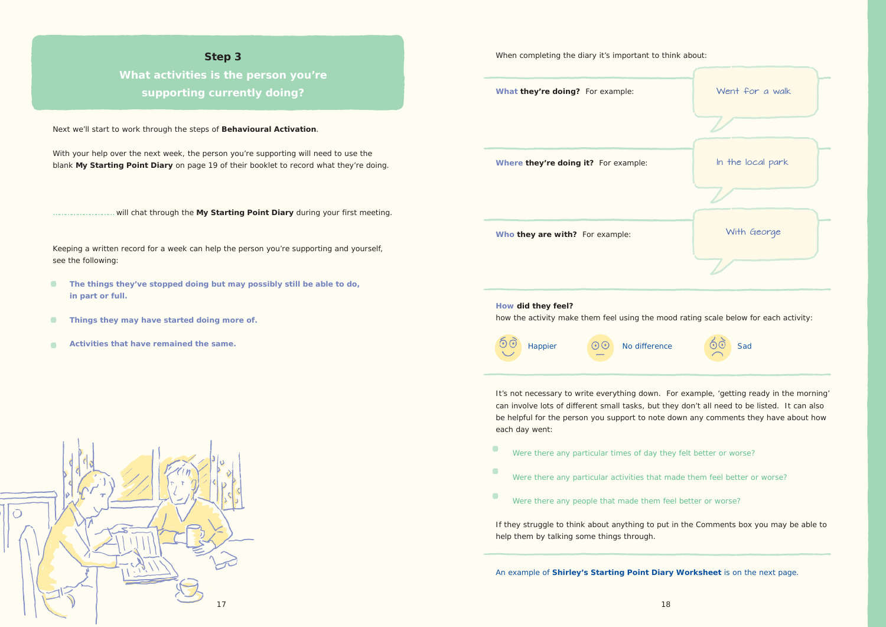## Step 3

## What activities is the person you're supporting currently doing?

Next we'll start to work through the steps of **Behavioural Activation**.

With your help over the next week, the person you're supporting will need to use the blank **My Starting Point Diary** on page 19 of their booklet to record what they're doing.

........................ will chat through the **My Starting Point Diary** during your first meeting.

Keeping a written record for a week can help the person you're supporting and yourself, see the following:

- **The things they've stopped doing but may possibly still be able to do, in part or full.**
- **Things they may have started doing more of.**
- **Activities that have remained the same.**

When completing the diary it's important to think about:

**What they're doing?** For example: Went for a walk

**Where they're doing it?** For example: In the local park

**Who they are with?** For example: With George

**How did they feel?**
how the activity make them feel using the mood rating scale below for each activity:

Happier

No difference

Sad

It's not necessary to write everything down. For example, 'getting ready in the morning' can involve lots of different small tasks, but they don't all need to be listed. It can also be helpful for the person you support to note down any comments they have about how each day went:

- Were there any particular times of day they felt better or worse?
- Were there any particular activities that made them feel better or worse?
- Were there any people that made them feel better or worse?

If they struggle to think about anything to put in the Comments box you may be able to help them by talking some things through.

An example of **Shirley's Starting Point Diary Worksheet** is on the next page.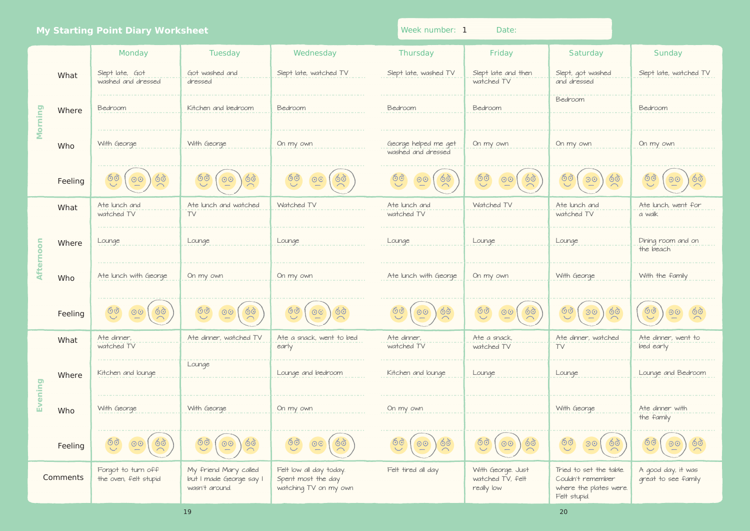# My Starting Point Diary Worksheet

Week number: 1 Date:

| | | Monday | Tuesday | Wednesday | Thursday | Friday | Saturday | Sunday |
|---|---|---|---|---|---|---|---|---|
| **Morning** | What | Slept late, Got washed and dressed | Got washed and dressed | Slept late, watched TV | Slept late, washed TV | Slept late and then watched TV | Slept, got washed and dressed | Slept late, watched TV |
| | Where | Bedroom | Kitchen and bedroom | Bedroom | Bedroom | Bedroom | Bedroom | Bedroom |
| | Who | With George | With George | On my own | George helped me get washed and dressed | On my own | On my own | On my own |
| | Feeling | Neutral face circled | Neutral face circled | Sad face circled | Sad face circled | Sad face circled | Neutral face circled | Neutral face circled |
| **Afternoon** | What | Ate lunch and watched TV | Ate lunch and watched TV | Watched TV | Ate lunch and watched TV | Watched TV | Ate lunch and watched TV | Ate lunch, went for a walk |
| | Where | Lounge | Lounge | Lounge | Lounge | Lounge | Lounge | Dining room and on the beach |
| | Who | Ate lunch with George | On my own | On my own | Ate lunch with George | On my own | With George | With the family |
| | Feeling | Sad face circled | Sad face circled | Neutral face circled | Neutral face circled | Sad face circled | Neutral face circled | Happy face circled |
| **Evening** | What | Ate dinner, watched TV | Ate dinner, watched TV | Ate a snack, went to bed early | Ate dinner, watched TV | Ate a snack, watched TV | Ate dinner, watched TV | Ate dinner, went to bed early |
| | Where | Kitchen and lounge | Lounge | Lounge and bedroom | Kitchen and lounge | Lounge | Lounge | Lounge and Bedroom |
| | Who | With George | With George | On my own | On my own | | With George | Ate dinner with the family |
| | Feeling | Sad face circled | Neutral face circled | Sad face circled | Neutral face circled | Neutral face circled | Sad face circled | Neutral face circled |
| **Comments** | | Forgot to turn off the oven, felt stupid | My friend Mary called but I made George say I wasn't around. | Felt low all day today. Spent most the day watching TV on my own | Felt tired all day | With George. Just watched TV, felt really low | Tried to set the table. Couldn't remember where the plates were. Felt stupid. | A good day, it was great to see family |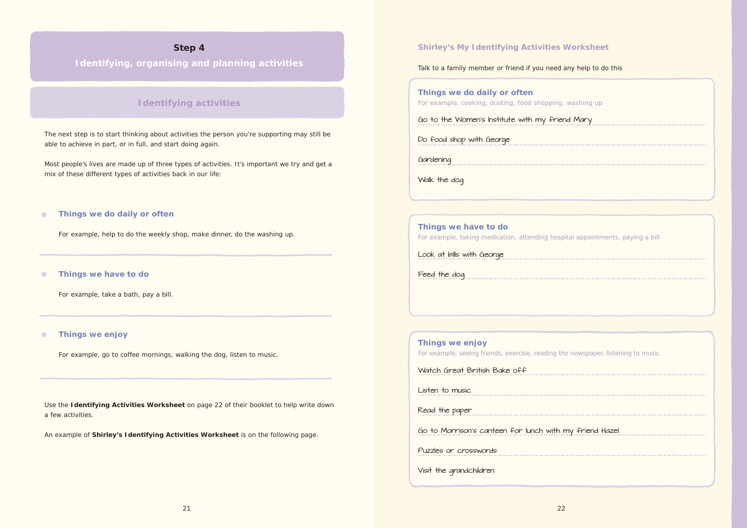## Step 4

## Identifying, organising and planning activities

### Identifying activities

The next step is to start thinking about activities the person you're supporting may still be able to achieve in part, or in full, and start doing again.

Most people's lives are made up of three types of activities. It's important we try and get a mix of these different types of activities back in our life:

- **Things we do daily or often**

  For example, help to do the weekly shop, make dinner, do the washing up.

- **Things we have to do**

  For example, take a bath, pay a bill.

- **Things we enjoy**

  For example, go to coffee mornings, walking the dog, listen to music.

Use the **Identifying Activities Worksheet** on page 22 of their booklet to help write down a few activities.

An example of **Shirley's Identifying Activities Worksheet** is on the following page.

### Shirley's My Identifying Activities Worksheet

Talk to a family member or friend if you need any help to do this

**Things we do daily or often**

For example, cooking, dusting, food shopping, washing up

Go to the Women's Institute with my friend Mary

Do food shop with George

Gardening

Walk the dog

**Things we have to do**

For example, taking medication, attending hospital appointments, paying a bill

Look at bills with George

Feed the dog

**Things we enjoy**

For example, seeing friends, exercise, reading the newspaper, listening to music

Watch Great British Bake off

Listen to music

Read the paper

Go to Morrison's canteen for lunch with my friend Hazel

Puzzles or crosswords

Visit the grandchildren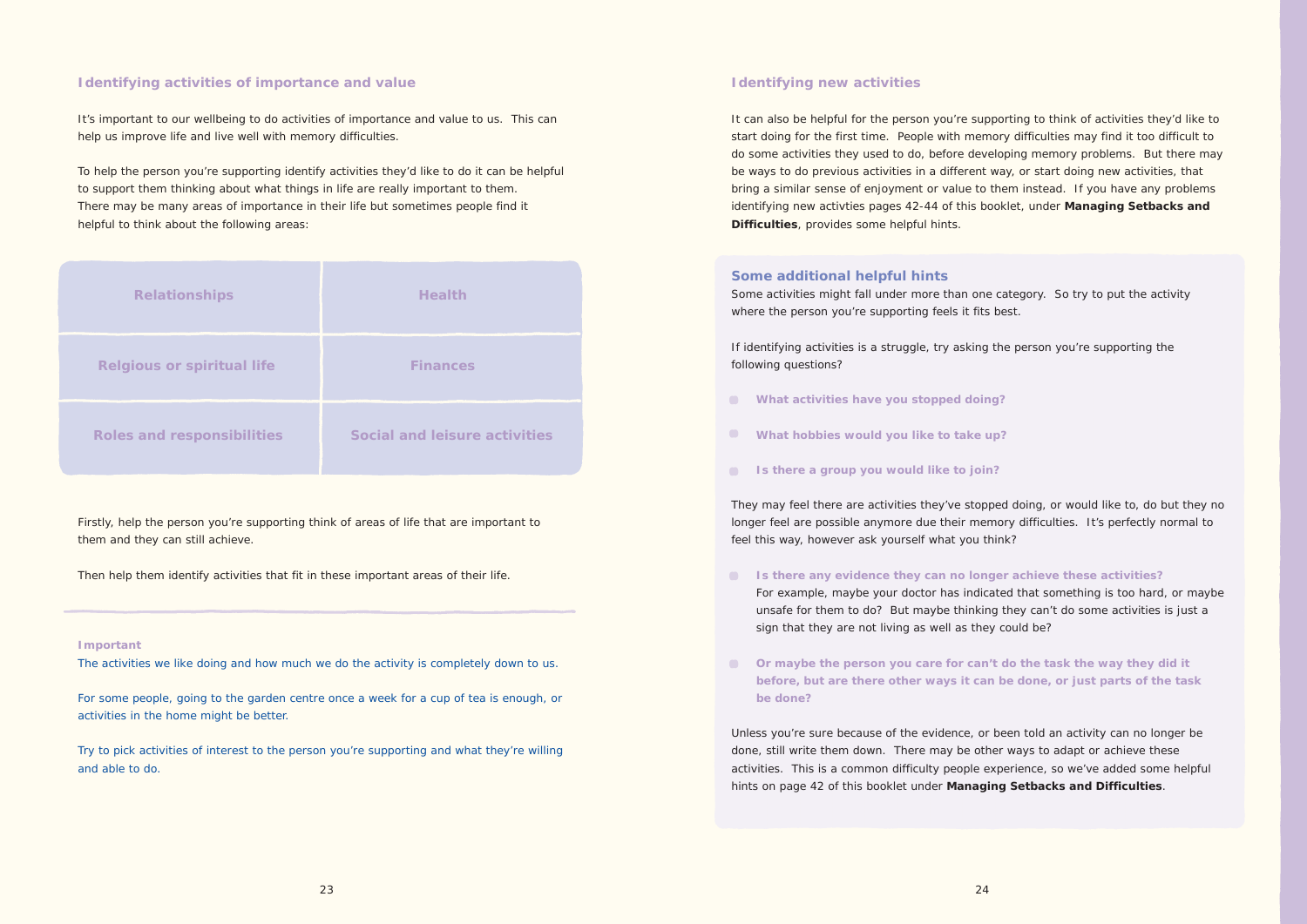## Identifying activities of importance and value

It's important to our wellbeing to do activities of importance and value to us. This can help us improve life and live well with memory difficulties.

To help the person you're supporting identify activities they'd like to do it can be helpful to support them thinking about what things in life are really important to them. There may be many areas of importance in their life but sometimes people find it helpful to think about the following areas:

| | |
|---|---|
| Relationships | Health |
| Relgious or spiritual life | Finances |
| Roles and responsibilities | Social and leisure activities |

Firstly, help the person you're supporting think of areas of life that are important to them and they can still achieve.

Then help them identify activities that fit in these important areas of their life.

**Important**

The activities we like doing and how much we do the activity is completely down to us.

For some people, going to the garden centre once a week for a cup of tea is enough, or activities in the home might be better.

Try to pick activities of interest to the person you're supporting and what they're willing and able to do.

## Identifying new activities

It can also be helpful for the person you're supporting to think of activities they'd like to start doing for the first time. People with memory difficulties may find it too difficult to do some activities they used to do, before developing memory problems. But there may be ways to do previous activities in a different way, or start doing new activities, that bring a similar sense of enjoyment or value to them instead. If you have any problems identifying new activties pages 42-44 of this booklet, under **Managing Setbacks and Difficulties**, provides some helpful hints.

### Some additional helpful hints

Some activities might fall under more than one category. So try to put the activity where the person you're supporting feels it fits best.

If identifying activities is a struggle, try asking the person you're supporting the following questions?

- **What activities have you stopped doing?**
- **What hobbies would you like to take up?**
- **Is there a group you would like to join?**

They may feel there are activities they've stopped doing, or would like to, do but they no longer feel are possible anymore due their memory difficulties. It's perfectly normal to feel this way, however ask yourself what you think?

- **Is there any evidence they can no longer achieve these activities?** For example, maybe your doctor has indicated that something is too hard, or maybe unsafe for them to do? But maybe thinking they can't do some activities is just a sign that they are not living as well as they could be?
- **Or maybe the person you care for can't do the task the way they did it before, but are there other ways it can be done, or just parts of the task be done?**

Unless you're sure because of the evidence, or been told an activity can no longer be done, still write them down. There may be other ways to adapt or achieve these activities. This is a common difficulty people experience, so we've added some helpful hints on page 42 of this booklet under **Managing Setbacks and Difficulties**.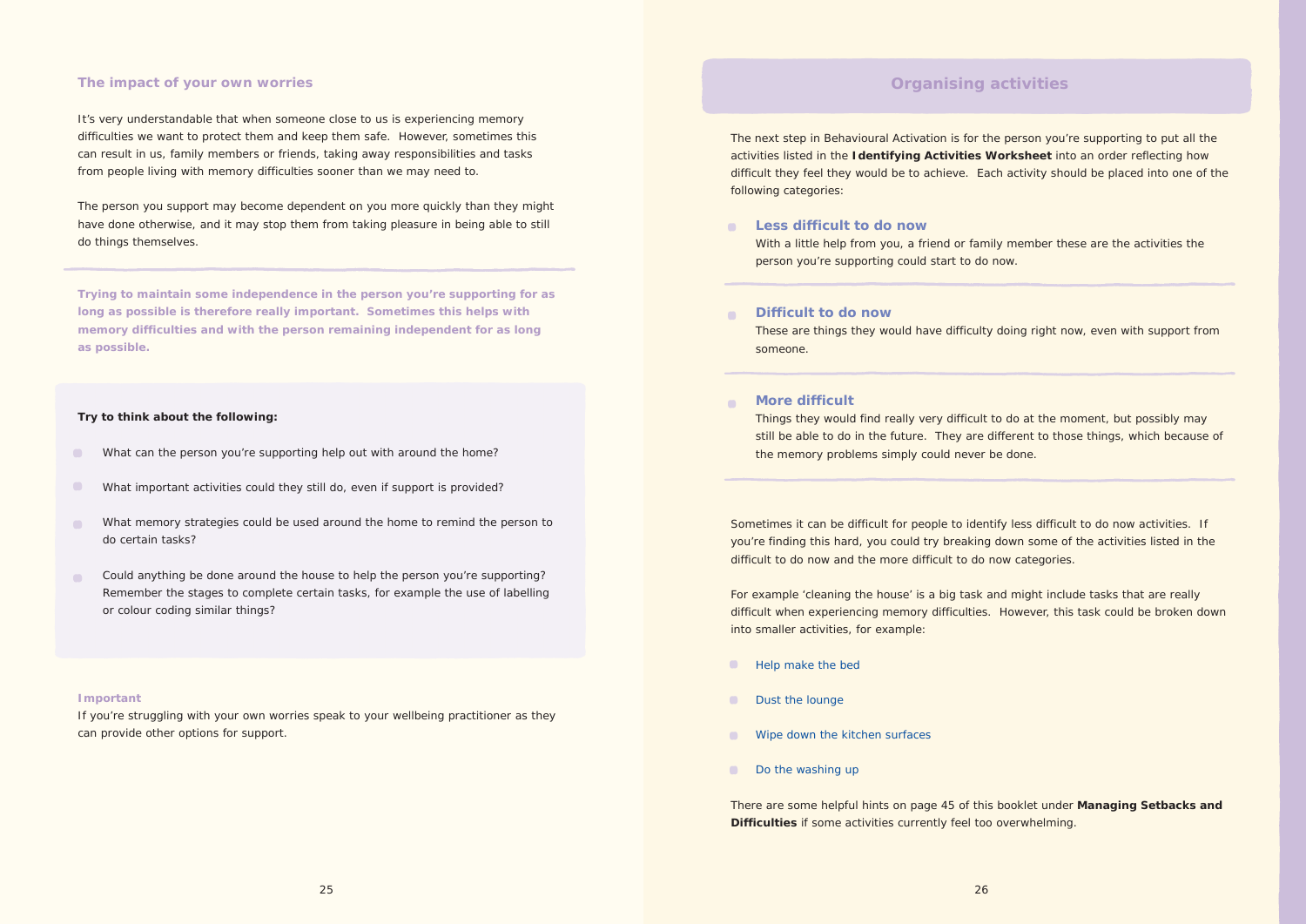## The impact of your own worries

It's very understandable that when someone close to us is experiencing memory difficulties we want to protect them and keep them safe. However, sometimes this can result in us, family members or friends, taking away responsibilities and tasks from people living with memory difficulties sooner than we may need to.

The person you support may become dependent on you more quickly than they might have done otherwise, and it may stop them from taking pleasure in being able to still do things themselves.

**Trying to maintain some independence in the person you're supporting for as long as possible is therefore really important. Sometimes this helps with memory difficulties and with the person remaining independent for as long as possible.**

**Try to think about the following:**

- What can the person you're supporting help out with around the home?
- What important activities could they still do, even if support is provided?
- What memory strategies could be used around the home to remind the person to do certain tasks?
- Could anything be done around the house to help the person you're supporting? Remember the stages to complete certain tasks, for example the use of labelling or colour coding similar things?

**Important**

If you're struggling with your own worries speak to your wellbeing practitioner as they can provide other options for support.

## Organising activities

The next step in Behavioural Activation is for the person you're supporting to put all the activities listed in the **Identifying Activities Worksheet** into an order reflecting how difficult they feel they would be to achieve. Each activity should be placed into one of the following categories:

- **Less difficult to do now**
  With a little help from you, a friend or family member these are the activities the person you're supporting could start to do now.

- **Difficult to do now**
  These are things they would have difficulty doing right now, even with support from someone.

- **More difficult**
  Things they would find really very difficult to do at the moment, but possibly may still be able to do in the future. They are different to those things, which because of the memory problems simply could never be done.

Sometimes it can be difficult for people to identify less difficult to do now activities. If you're finding this hard, you could try breaking down some of the activities listed in the difficult to do now and the more difficult to do now categories.

For example 'cleaning the house' is a big task and might include tasks that are really difficult when experiencing memory difficulties. However, this task could be broken down into smaller activities, for example:

- Help make the bed
- Dust the lounge
- Wipe down the kitchen surfaces
- Do the washing up

There are some helpful hints on page 45 of this booklet under **Managing Setbacks and Difficulties** if some activities currently feel too overwhelming.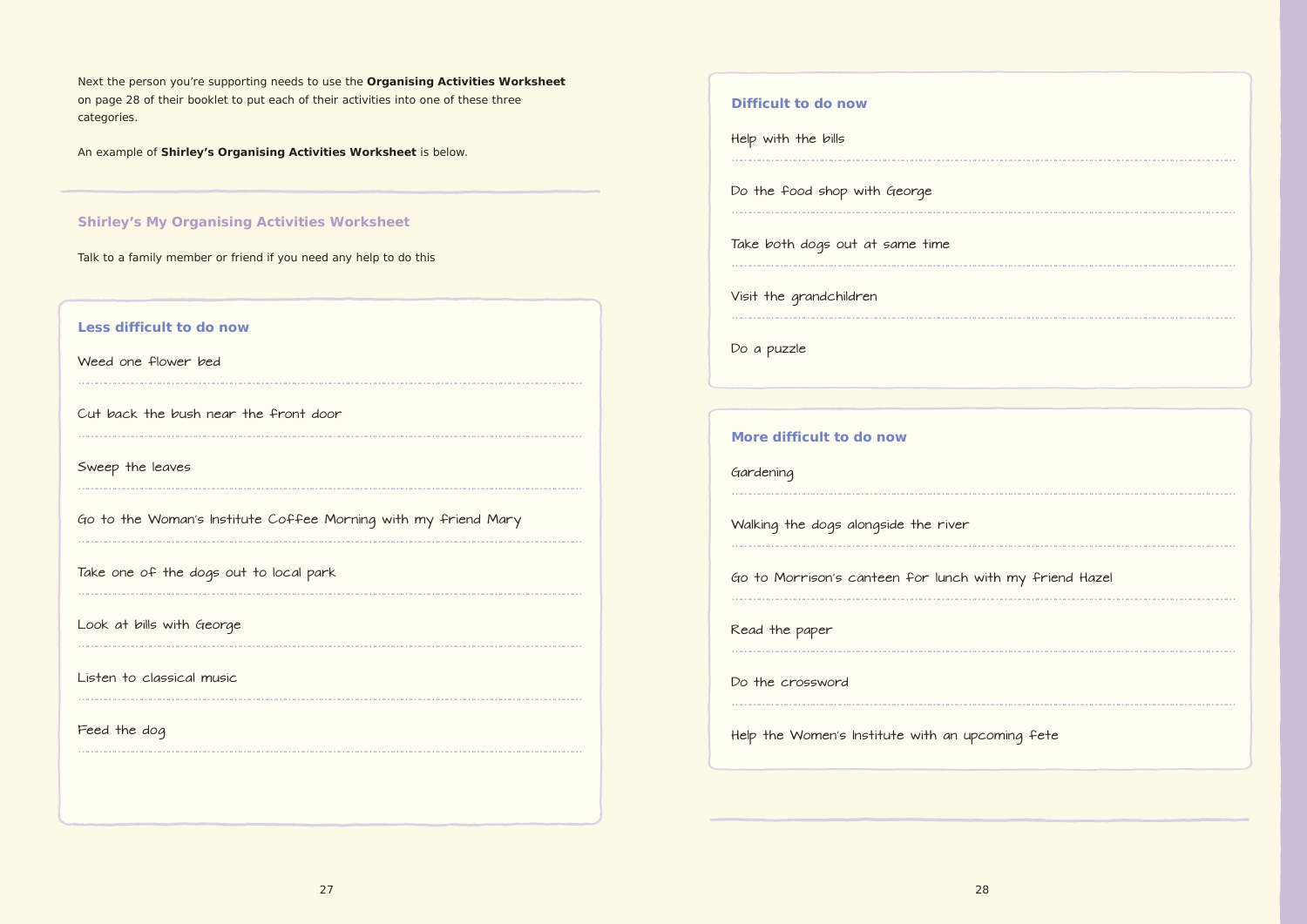Next the person you're supporting needs to use the **Organising Activities Worksheet** on page 28 of their booklet to put each of their activities into one of these three categories.

An example of **Shirley's Organising Activities Worksheet** is below.

## Shirley's My Organising Activities Worksheet

Talk to a family member or friend if you need any help to do this

### Less difficult to do now

Weed one flower bed

Cut back the bush near the front door

Sweep the leaves

Go to the Woman's Institute Coffee Morning with my friend Mary

Take one of the dogs out to local park

Look at bills with George

Listen to classical music

Feed the dog

### Difficult to do now

Help with the bills

Do the food shop with George

Take both dogs out at same time

Visit the grandchildren

Do a puzzle

### More difficult to do now

Gardening

Walking the dogs alongside the river

Go to Morrison's canteen for lunch with my friend Hazel

Read the paper

Do the crossword

Help the Women's Institute with an upcoming fete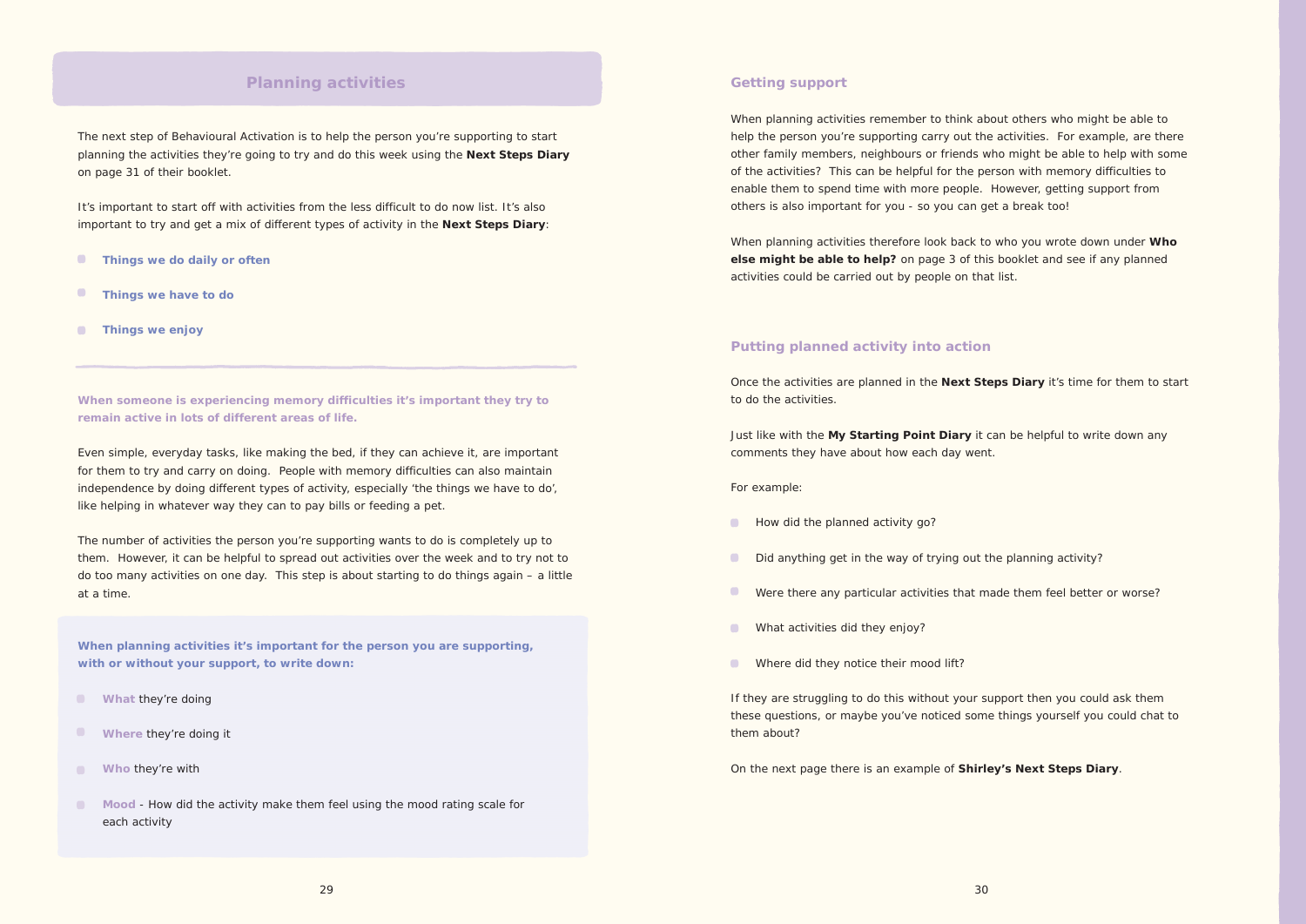## Planning activities

The next step of Behavioural Activation is to help the person you're supporting to start planning the activities they're going to try and do this week using the **Next Steps Diary** on page 31 of their booklet.

It's important to start off with activities from the less difficult to do now list. It's also important to try and get a mix of different types of activity in the **Next Steps Diary**:

- **Things we do daily or often**
- **Things we have to do**
- **Things we enjoy**

---

**When someone is experiencing memory difficulties it's important they try to remain active in lots of different areas of life.**

Even simple, everyday tasks, like making the bed, if they can achieve it, are important for them to try and carry on doing. People with memory difficulties can also maintain independence by doing different types of activity, especially 'the things we have to do', like helping in whatever way they can to pay bills or feeding a pet.

The number of activities the person you're supporting wants to do is completely up to them. However, it can be helpful to spread out activities over the week and to try not to do too many activities on one day. This step is about starting to do things again – a little at a time.

**When planning activities it's important for the person you are supporting, with or without your support, to write down:**

- **What** they're doing
- **Where** they're doing it
- **Who** they're with
- **Mood** - How did the activity make them feel using the mood rating scale for each activity

### Getting support

When planning activities remember to think about others who might be able to help the person you're supporting carry out the activities. For example, are there other family members, neighbours or friends who might be able to help with some of the activities? This can be helpful for the person with memory difficulties to enable them to spend time with more people. However, getting support from others is also important for you - so you can get a break too!

When planning activities therefore look back to who you wrote down under **Who else might be able to help?** on page 3 of this booklet and see if any planned activities could be carried out by people on that list.

### Putting planned activity into action

Once the activities are planned in the **Next Steps Diary** it's time for them to start to do the activities.

Just like with the **My Starting Point Diary** it can be helpful to write down any comments they have about how each day went.

For example:

- How did the planned activity go?
- Did anything get in the way of trying out the planning activity?
- Were there any particular activities that made them feel better or worse?
- What activities did they enjoy?
- Where did they notice their mood lift?

If they are struggling to do this without your support then you could ask them these questions, or maybe you've noticed some things yourself you could chat to them about?

On the next page there is an example of **Shirley's Next Steps Diary**.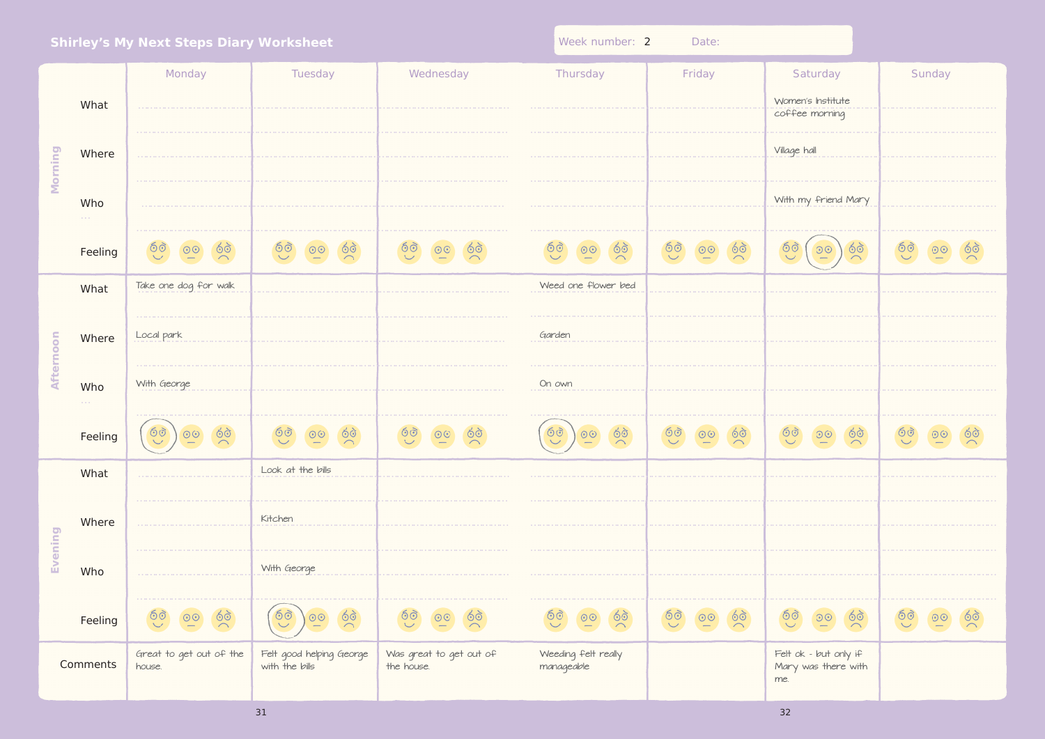## Shirley's My Next Steps Diary Worksheet

Week number: 2 Date:

| | | Monday | Tuesday | Wednesday | Thursday | Friday | Saturday | Sunday |
|---|---|---|---|---|---|---|---|---|
| Morning | What | | | | | | Women's Institute coffee morning | |
| | Where | | | | | | Village hall | |
| | Who | | | | | | With my friend Mary | |
| | Feeling | | | | | | Neutral (circled) | |
| Afternoon | What | Take one dog for walk | | | Weed one flower bed | | | |
| | Where | Local park | | | Garden | | | |
| | Who | With George | | | On own | | | |
| | Feeling | Happy (circled) | | | Happy (circled) | | | |
| Evening | What | | Look at the bills | | | | | |
| | Where | | Kitchen | | | | | |
| | Who | | With George | | | | | |
| | Feeling | | Happy (circled) | | | | | |
| Comments | | Great to get out of the house. | Felt good helping George with the bills | Was great to get out of the house. | Weeding felt really manageable | | Felt ok - but only if Mary was there with me. | |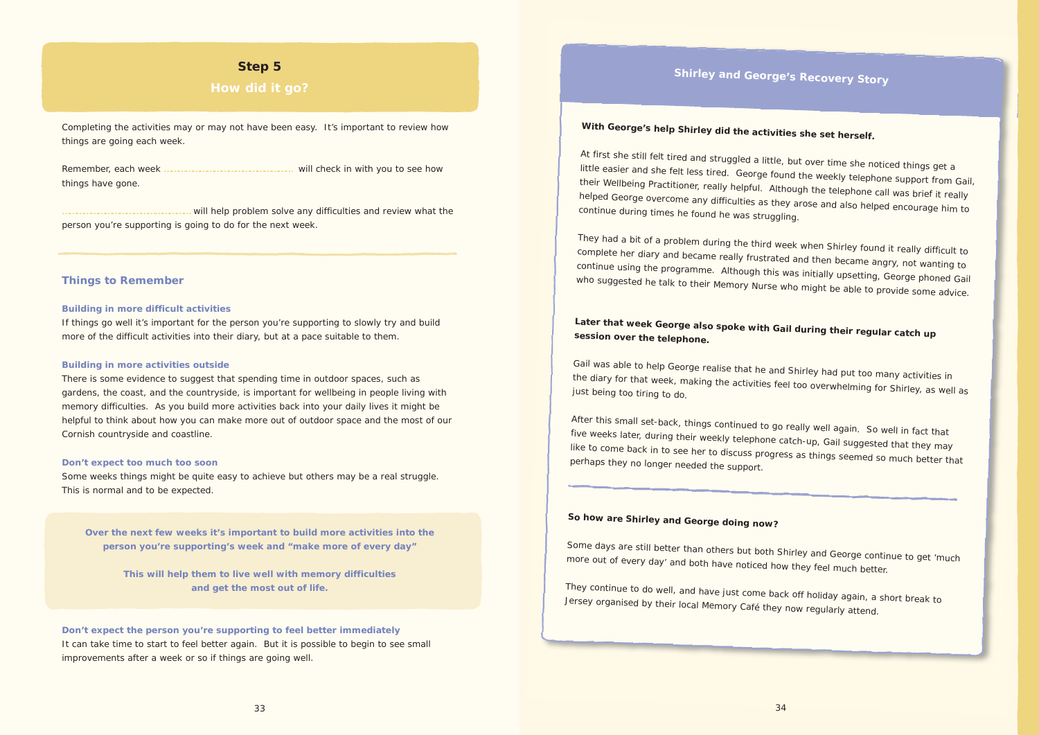## Step 5

### How did it go?

Completing the activities may or may not have been easy. It's important to review how things are going each week.

Remember, each week ........................................ will check in with you to see how things have gone.

........................................ will help problem solve any difficulties and review what the person you're supporting is going to do for the next week.

### Things to Remember

**Building in more difficult activities**

If things go well it's important for the person you're supporting to slowly try and build more of the difficult activities into their diary, but at a pace suitable to them.

**Building in more activities outside**

There is some evidence to suggest that spending time in outdoor spaces, such as gardens, the coast, and the countryside, is important for wellbeing in people living with memory difficulties. As you build more activities back into your daily lives it might be helpful to think about how you can make more out of outdoor space and the most of our Cornish countryside and coastline.

**Don't expect too much too soon**

Some weeks things might be quite easy to achieve but others may be a real struggle. This is normal and to be expected.

**Over the next few weeks it's important to build more activities into the person you're supporting's week and "make more of every day"**

**This will help them to live well with memory difficulties and get the most out of life.**

**Don't expect the person you're supporting to feel better immediately**

It can take time to start to feel better again. But it is possible to begin to see small improvements after a week or so if things are going well.

## Shirley and George's Recovery Story

**With George's help Shirley did the activities she set herself.**

At first she still felt tired and struggled a little, but over time she noticed things get a little easier and she felt less tired. George found the weekly telephone support from Gail, their Wellbeing Practitioner, really helpful. Although the telephone call was brief it really helped George overcome any difficulties as they arose and also helped encourage him to continue during times he found he was struggling.

They had a bit of a problem during the third week when Shirley found it really difficult to complete her diary and became really frustrated and then became angry, not wanting to continue using the programme. Although this was initially upsetting, George phoned Gail who suggested he talk to their Memory Nurse who might be able to provide some advice.

**Later that week George also spoke with Gail during their regular catch up session over the telephone.**

Gail was able to help George realise that he and Shirley had put too many activities in the diary for that week, making the activities feel too overwhelming for Shirley, as well as just being too tiring to do.

After this small set-back, things continued to go really well again. So well in fact that five weeks later, during their weekly telephone catch-up, Gail suggested that they may like to come back in to see her to discuss progress as things seemed so much better that perhaps they no longer needed the support.

**So how are Shirley and George doing now?**

Some days are still better than others but both Shirley and George continue to get 'much more out of every day' and both have noticed how they feel much better.

They continue to do well, and have just come back off holiday again, a short break to Jersey organised by their local Memory Café they now regularly attend.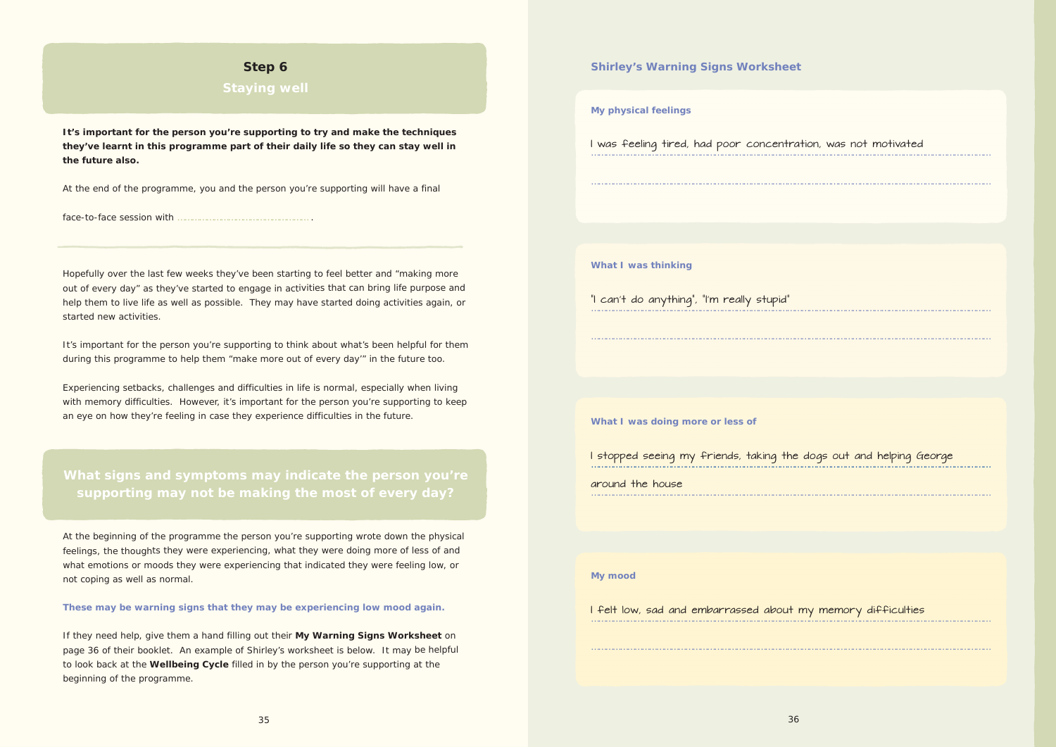# Step 6

## Staying well

**It's important for the person you're supporting to try and make the techniques they've learnt in this programme part of their daily life so they can stay well in the future also.**

At the end of the programme, you and the person you're supporting will have a final

face-to-face session with .........................................

Hopefully over the last few weeks they've been starting to feel better and "making more out of every day" as they've started to engage in activities that can bring life purpose and help them to live life as well as possible. They may have started doing activities again, or started new activities.

It's important for the person you're supporting to think about what's been helpful for them during this programme to help them "make more out of every day'" in the future too.

Experiencing setbacks, challenges and difficulties in life is normal, especially when living with memory difficulties. However, it's important for the person you're supporting to keep an eye on how they're feeling in case they experience difficulties in the future.

## What signs and symptoms may indicate the person you're supporting may not be making the most of every day?

At the beginning of the programme the person you're supporting wrote down the physical feelings, the thoughts they were experiencing, what they were doing more of less of and what emotions or moods they were experiencing that indicated they were feeling low, or not coping as well as normal.

**These may be warning signs that they may be experiencing low mood again.**

If they need help, give them a hand filling out their **My Warning Signs Worksheet** on page 36 of their booklet. An example of Shirley's worksheet is below. It may be helpful to look back at the **Wellbeing Cycle** filled in by the person you're supporting at the beginning of the programme.

### Shirley's Warning Signs Worksheet

**My physical feelings**

I was feeling tired, had poor concentration, was not motivated

**What I was thinking**

"I can't do anything", "I'm really stupid"

**What I was doing more or less of**

I stopped seeing my friends, taking the dogs out and helping George around the house

**My mood**

I felt low, sad and embarrassed about my memory difficulties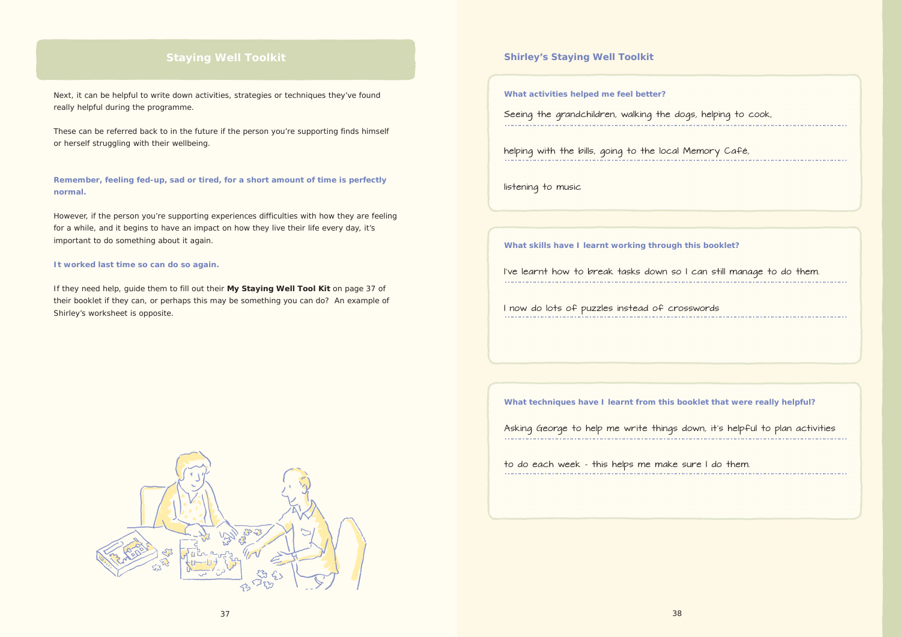## Staying Well Toolkit

Next, it can be helpful to write down activities, strategies or techniques they've found really helpful during the programme.

These can be referred back to in the future if the person you're supporting finds himself or herself struggling with their wellbeing.

**Remember, feeling fed-up, sad or tired, for a short amount of time is perfectly normal.**

However, if the person you're supporting experiences difficulties with how they are feeling for a while, and it begins to have an impact on how they live their life every day, it's important to do something about it again.

**It worked last time so can do so again.**

If they need help, guide them to fill out their **My Staying Well Tool Kit** on page 37 of their booklet if they can, or perhaps this may be something you can do? An example of Shirley's worksheet is opposite.

## Shirley's Staying Well Toolkit

**What activities helped me feel better?**

Seeing the grandchildren, walking the dogs, helping to cook,

helping with the bills, going to the local Memory Café,

listening to music

**What skills have I learnt working through this booklet?**

I've learnt how to break tasks down so I can still manage to do them.

I now do lots of puzzles instead of crosswords

**What techniques have I learnt from this booklet that were really helpful?**

Asking George to help me write things down, it's helpful to plan activities

to do each week - this helps me make sure I do them.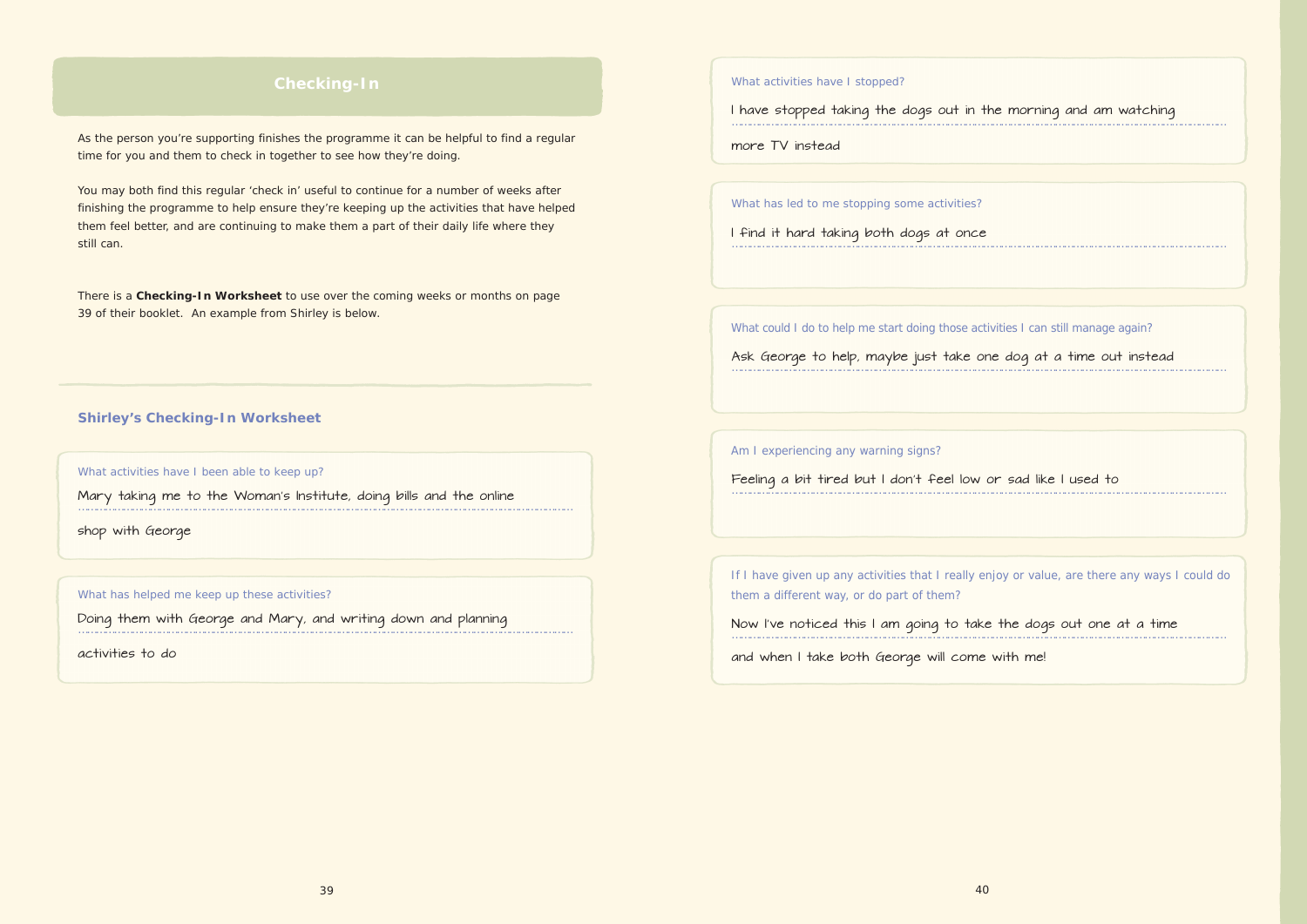## Checking-In

As the person you're supporting finishes the programme it can be helpful to find a regular time for you and them to check in together to see how they're doing.

You may both find this regular 'check in' useful to continue for a number of weeks after finishing the programme to help ensure they're keeping up the activities that have helped them feel better, and are continuing to make them a part of their daily life where they still can.

There is a **Checking-In Worksheet** to use over the coming weeks or months on page 39 of their booklet. An example from Shirley is below.

### Shirley's Checking-In Worksheet

What activities have I been able to keep up?

Mary taking me to the Woman's Institute, doing bills and the online shop with George

What has helped me keep up these activities?

Doing them with George and Mary, and writing down and planning activities to do

What activities have I stopped?

I have stopped taking the dogs out in the morning and am watching more TV instead

What has led to me stopping some activities?

I find it hard taking both dogs at once

What could I do to help me start doing those activities I can still manage again?

Ask George to help, maybe just take one dog at a time out instead

Am I experiencing any warning signs?

Feeling a bit tired but I don't feel low or sad like I used to

If I have given up any activities that I really enjoy or value, are there any ways I could do them a different way, or do part of them?

Now I've noticed this I am going to take the dogs out one at a time and when I take both George will come with me!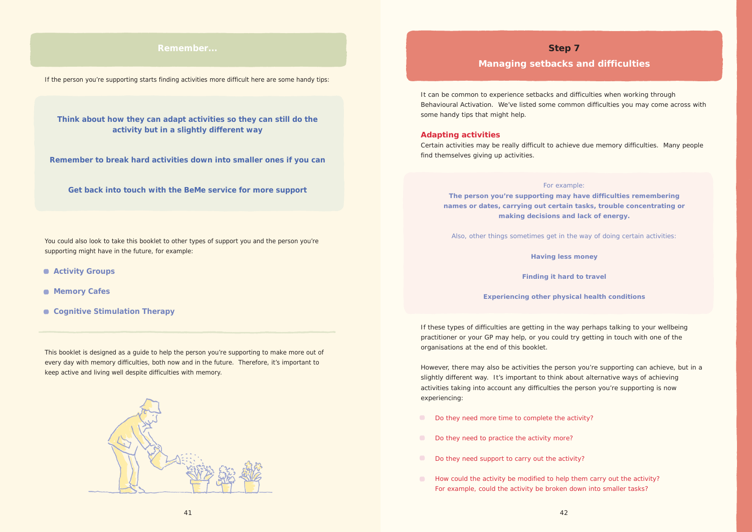## Remember...

If the person you're supporting starts finding activities more difficult here are some handy tips:

**Think about how they can adapt activities so they can still do the activity but in a slightly different way**

**Remember to break hard activities down into smaller ones if you can**

**Get back into touch with the BeMe service for more support**

You could also look to take this booklet to other types of support you and the person you're supporting might have in the future, for example:

- **Activity Groups**
- **Memory Cafes**
- **Cognitive Stimulation Therapy**

This booklet is designed as a guide to help the person you're supporting to make more out of every day with memory difficulties, both now and in the future. Therefore, it's important to keep active and living well despite difficulties with memory.

# Step 7

## Managing setbacks and difficulties

It can be common to experience setbacks and difficulties when working through Behavioural Activation. We've listed some common difficulties you may come across with some handy tips that might help.

### Adapting activities

Certain activities may be really difficult to achieve due memory difficulties. Many people find themselves giving up activities.

For example:

**The person you're supporting may have difficulties remembering names or dates, carrying out certain tasks, trouble concentrating or making decisions and lack of energy.**

Also, other things sometimes get in the way of doing certain activities:

**Having less money**

**Finding it hard to travel**

**Experiencing other physical health conditions**

If these types of difficulties are getting in the way perhaps talking to your wellbeing practitioner or your GP may help, or you could try getting in touch with one of the organisations at the end of this booklet.

However, there may also be activities the person you're supporting can achieve, but in a slightly different way. It's important to think about alternative ways of achieving activities taking into account any difficulties the person you're supporting is now experiencing:

- Do they need more time to complete the activity?
- Do they need to practice the activity more?
- Do they need support to carry out the activity?
- How could the activity be modified to help them carry out the activity? For example, could the activity be broken down into smaller tasks?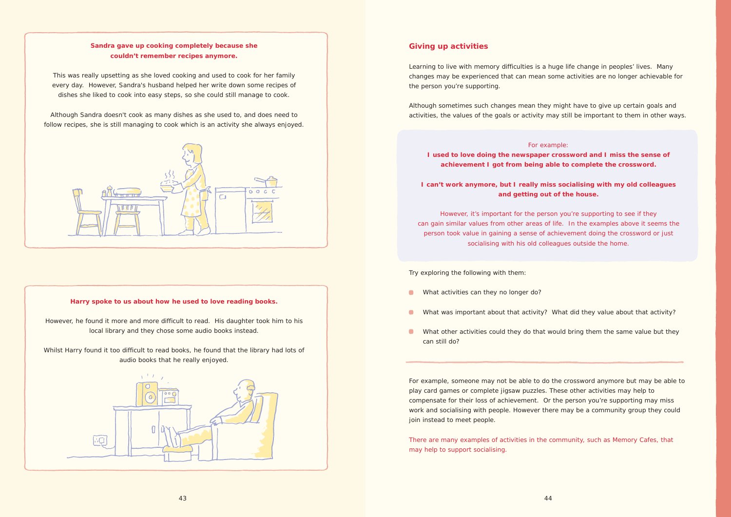**Sandra gave up cooking completely because she couldn't remember recipes anymore.**

This was really upsetting as she loved cooking and used to cook for her family every day. However, Sandra's husband helped her write down some recipes of dishes she liked to cook into easy steps, so she could still manage to cook.

Although Sandra doesn't cook as many dishes as she used to, and does need to follow recipes, she is still managing to cook which is an activity she always enjoyed.

**Harry spoke to us about how he used to love reading books.**

However, he found it more and more difficult to read. His daughter took him to his local library and they chose some audio books instead.

Whilst Harry found it too difficult to read books, he found that the library had lots of audio books that he really enjoyed.

## Giving up activities

Learning to live with memory difficulties is a huge life change in peoples' lives. Many changes may be experienced that can mean some activities are no longer achievable for the person you're supporting.

Although sometimes such changes mean they might have to give up certain goals and activities, the values of the goals or activity may still be important to them in other ways.

For example:

**I used to love doing the newspaper crossword and I miss the sense of achievement I got from being able to complete the crossword.**

**I can't work anymore, but I really miss socialising with my old colleagues and getting out of the house.**

However, it's important for the person you're supporting to see if they can gain similar values from other areas of life. In the examples above it seems the person took value in gaining a sense of achievement doing the crossword or just socialising with his old colleagues outside the home.

Try exploring the following with them:

- What activities can they no longer do?
- What was important about that activity? What did they value about that activity?
- What other activities could they do that would bring them the same value but they can still do?

For example, someone may not be able to do the crossword anymore but may be able to play card games or complete jigsaw puzzles. These other activities may help to compensate for their loss of achievement. Or the person you're supporting may miss work and socialising with people. However there may be a community group they could join instead to meet people.

There are many examples of activities in the community, such as Memory Cafes, that may help to support socialising.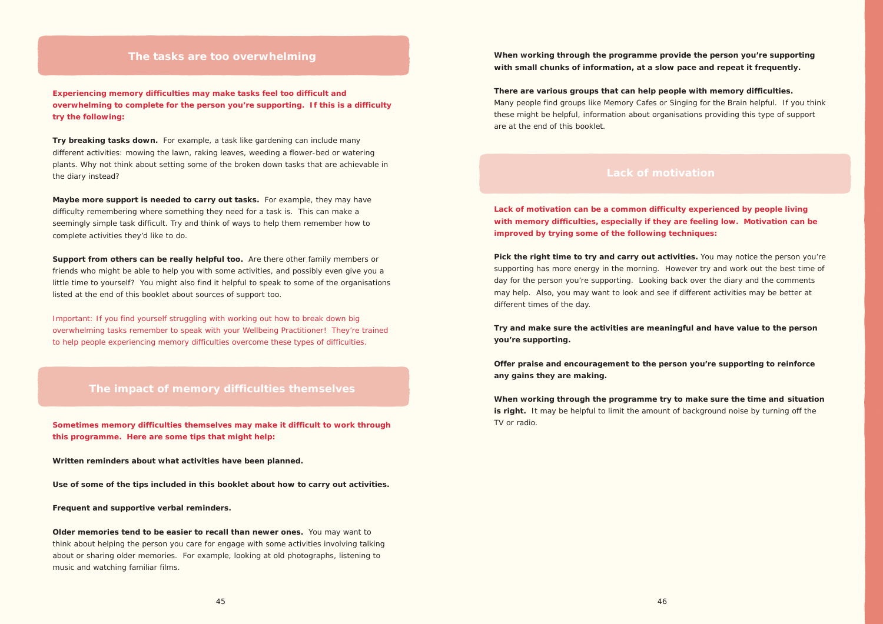## The tasks are too overwhelming

**Experiencing memory difficulties may make tasks feel too difficult and overwhelming to complete for the person you're supporting. If this is a difficulty try the following:**

**Try breaking tasks down.** For example, a task like gardening can include many different activities: mowing the lawn, raking leaves, weeding a flower-bed or watering plants. Why not think about setting some of the broken down tasks that are achievable in the diary instead?

**Maybe more support is needed to carry out tasks.** For example, they may have difficulty remembering where something they need for a task is. This can make a seemingly simple task difficult. Try and think of ways to help them remember how to complete activities they'd like to do.

**Support from others can be really helpful too.** Are there other family members or friends who might be able to help you with some activities, and possibly even give you a little time to yourself? You might also find it helpful to speak to some of the organisations listed at the end of this booklet about sources of support too.

Important: If you find yourself struggling with working out how to break down big overwhelming tasks remember to speak with your Wellbeing Practitioner! They're trained to help people experiencing memory difficulties overcome these types of difficulties.

## The impact of memory difficulties themselves

**Sometimes memory difficulties themselves may make it difficult to work through this programme. Here are some tips that might help:**

**Written reminders about what activities have been planned.**

**Use of some of the tips included in this booklet about how to carry out activities.**

**Frequent and supportive verbal reminders.**

**Older memories tend to be easier to recall than newer ones.** You may want to think about helping the person you care for engage with some activities involving talking about or sharing older memories. For example, looking at old photographs, listening to music and watching familiar films.

**When working through the programme provide the person you're supporting with small chunks of information, at a slow pace and repeat it frequently.**

**There are various groups that can help people with memory difficulties.** Many people find groups like Memory Cafes or Singing for the Brain helpful. If you think these might be helpful, information about organisations providing this type of support are at the end of this booklet.

## Lack of motivation

**Lack of motivation can be a common difficulty experienced by people living with memory difficulties, especially if they are feeling low. Motivation can be improved by trying some of the following techniques:**

**Pick the right time to try and carry out activities.** You may notice the person you're supporting has more energy in the morning. However try and work out the best time of day for the person you're supporting. Looking back over the diary and the comments may help. Also, you may want to look and see if different activities may be better at different times of the day.

**Try and make sure the activities are meaningful and have value to the person you're supporting.**

**Offer praise and encouragement to the person you're supporting to reinforce any gains they are making.**

**When working through the programme try to make sure the time and situation is right.** It may be helpful to limit the amount of background noise by turning off the TV or radio.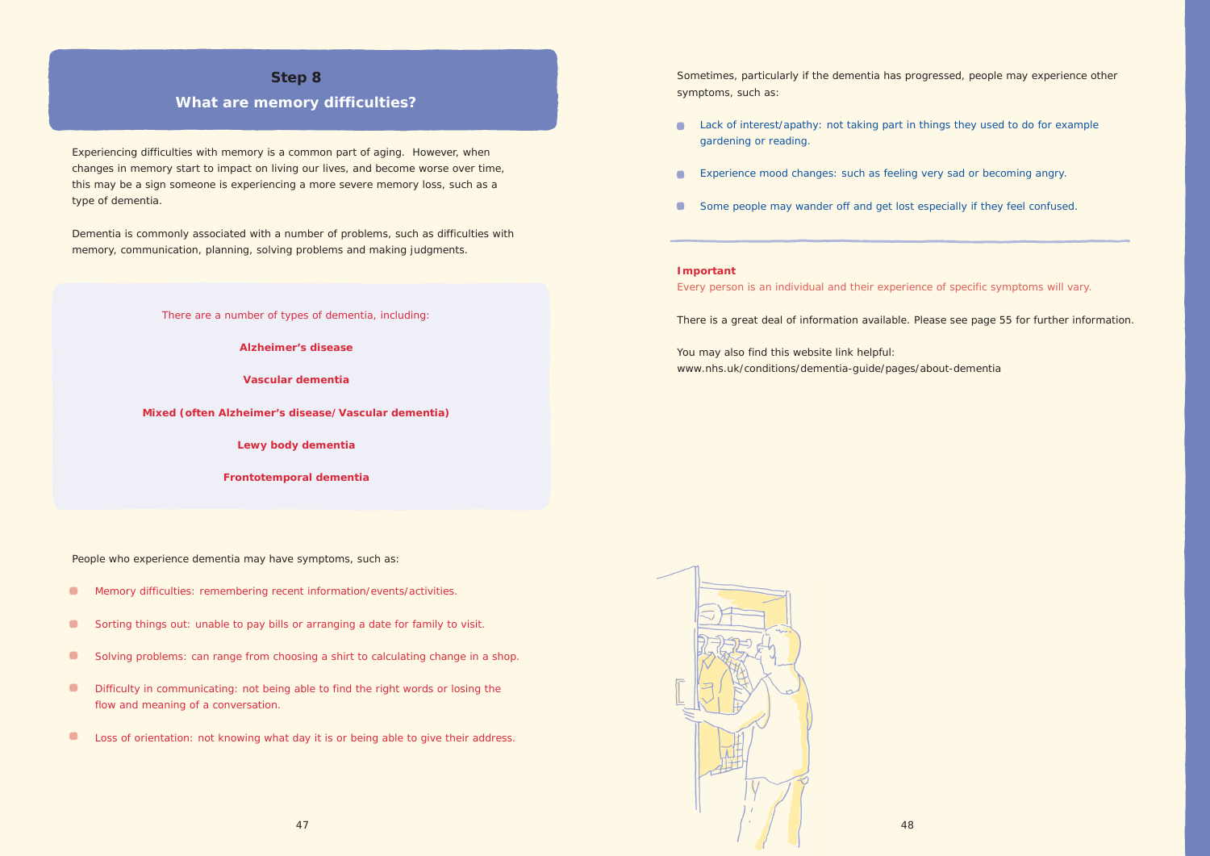## Step 8
## What are memory difficulties?

Experiencing difficulties with memory is a common part of aging. However, when changes in memory start to impact on living our lives, and become worse over time, this may be a sign someone is experiencing a more severe memory loss, such as a type of dementia.

Dementia is commonly associated with a number of problems, such as difficulties with memory, communication, planning, solving problems and making judgments.

There are a number of types of dementia, including:

**Alzheimer's disease**

**Vascular dementia**

**Mixed (often Alzheimer's disease/Vascular dementia)**

**Lewy body dementia**

**Frontotemporal dementia**

People who experience dementia may have symptoms, such as:

- Memory difficulties: remembering recent information/events/activities.
- Sorting things out: unable to pay bills or arranging a date for family to visit.
- Solving problems: can range from choosing a shirt to calculating change in a shop.
- Difficulty in communicating: not being able to find the right words or losing the flow and meaning of a conversation.
- Loss of orientation: not knowing what day it is or being able to give their address.

Sometimes, particularly if the dementia has progressed, people may experience other symptoms, such as:

- Lack of interest/apathy: not taking part in things they used to do for example gardening or reading.
- Experience mood changes: such as feeling very sad or becoming angry.
- Some people may wander off and get lost especially if they feel confused.

**Important**
Every person is an individual and their experience of specific symptoms will vary.

There is a great deal of information available. Please see page 55 for further information.

You may also find this website link helpful:
www.nhs.uk/conditions/dementia-guide/pages/about-dementia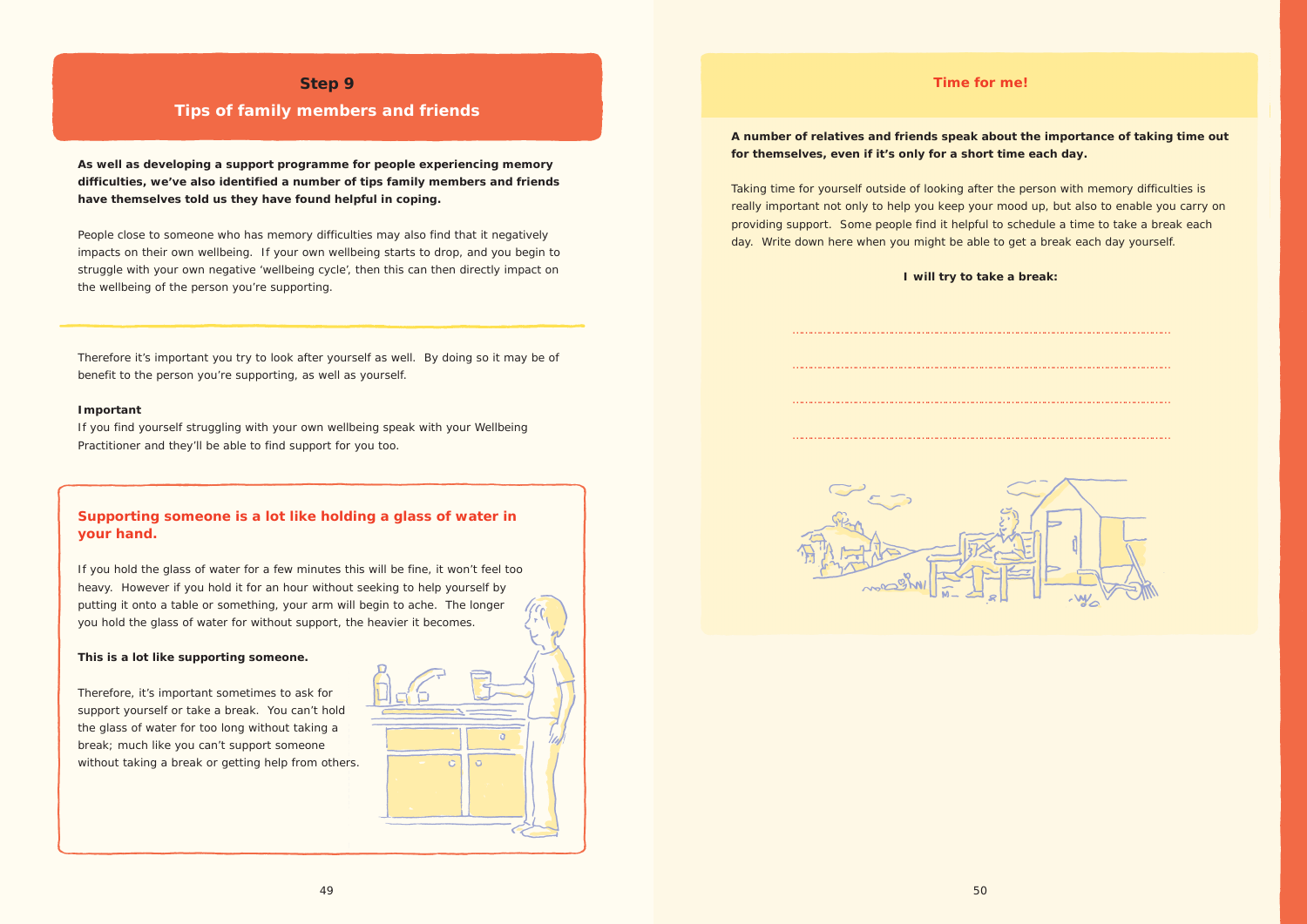## Step 9

## Tips of family members and friends

**As well as developing a support programme for people experiencing memory difficulties, we've also identified a number of tips family members and friends have themselves told us they have found helpful in coping.**

People close to someone who has memory difficulties may also find that it negatively impacts on their own wellbeing. If your own wellbeing starts to drop, and you begin to struggle with your own negative 'wellbeing cycle', then this can then directly impact on the wellbeing of the person you're supporting.

Therefore it's important you try to look after yourself as well. By doing so it may be of benefit to the person you're supporting, as well as yourself.

**Important**

If you find yourself struggling with your own wellbeing speak with your Wellbeing Practitioner and they'll be able to find support for you too.

### Supporting someone is a lot like holding a glass of water in your hand.

If you hold the glass of water for a few minutes this will be fine, it won't feel too heavy. However if you hold it for an hour without seeking to help yourself by putting it onto a table or something, your arm will begin to ache. The longer you hold the glass of water for without support, the heavier it becomes.

**This is a lot like supporting someone.**

Therefore, it's important sometimes to ask for support yourself or take a break. You can't hold the glass of water for too long without taking a break; much like you can't support someone without taking a break or getting help from others.

### Time for me!

**A number of relatives and friends speak about the importance of taking time out for themselves, even if it's only for a short time each day.**

Taking time for yourself outside of looking after the person with memory difficulties is really important not only to help you keep your mood up, but also to enable you carry on providing support. Some people find it helpful to schedule a time to take a break each day. Write down here when you might be able to get a break each day yourself.

**I will try to take a break:**

.............................................................................................

.............................................................................................

.............................................................................................

.............................................................................................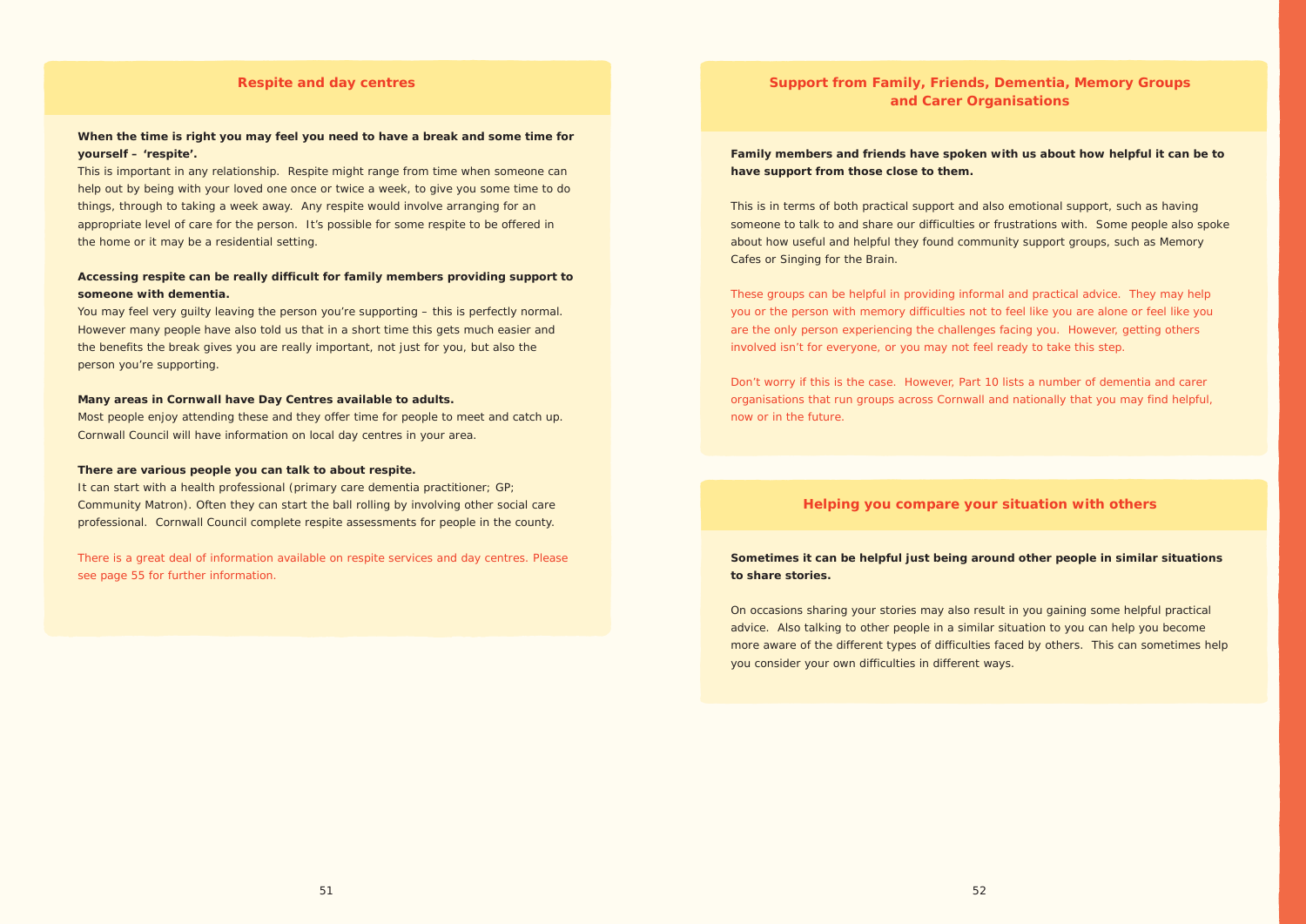## Respite and day centres

**When the time is right you may feel you need to have a break and some time for yourself – 'respite'.**

This is important in any relationship. Respite might range from time when someone can help out by being with your loved one once or twice a week, to give you some time to do things, through to taking a week away. Any respite would involve arranging for an appropriate level of care for the person. It's possible for some respite to be offered in the home or it may be a residential setting.

**Accessing respite can be really difficult for family members providing support to someone with dementia.**

You may feel very guilty leaving the person you're supporting – this is perfectly normal. However many people have also told us that in a short time this gets much easier and the benefits the break gives you are really important, not just for you, but also the person you're supporting.

**Many areas in Cornwall have Day Centres available to adults.**

Most people enjoy attending these and they offer time for people to meet and catch up. Cornwall Council will have information on local day centres in your area.

**There are various people you can talk to about respite.**

It can start with a health professional (primary care dementia practitioner; GP; Community Matron). Often they can start the ball rolling by involving other social care professional. Cornwall Council complete respite assessments for people in the county.

There is a great deal of information available on respite services and day centres. Please see page 55 for further information.

## Support from Family, Friends, Dementia, Memory Groups and Carer Organisations

**Family members and friends have spoken with us about how helpful it can be to have support from those close to them.**

This is in terms of both practical support and also emotional support, such as having someone to talk to and share our difficulties or frustrations with. Some people also spoke about how useful and helpful they found community support groups, such as Memory Cafes or Singing for the Brain.

These groups can be helpful in providing informal and practical advice. They may help you or the person with memory difficulties not to feel like you are alone or feel like you are the only person experiencing the challenges facing you. However, getting others involved isn't for everyone, or you may not feel ready to take this step.

Don't worry if this is the case. However, Part 10 lists a number of dementia and carer organisations that run groups across Cornwall and nationally that you may find helpful, now or in the future.

## Helping you compare your situation with others

**Sometimes it can be helpful just being around other people in similar situations to share stories.**

On occasions sharing your stories may also result in you gaining some helpful practical advice. Also talking to other people in a similar situation to you can help you become more aware of the different types of difficulties faced by others. This can sometimes help you consider your own difficulties in different ways.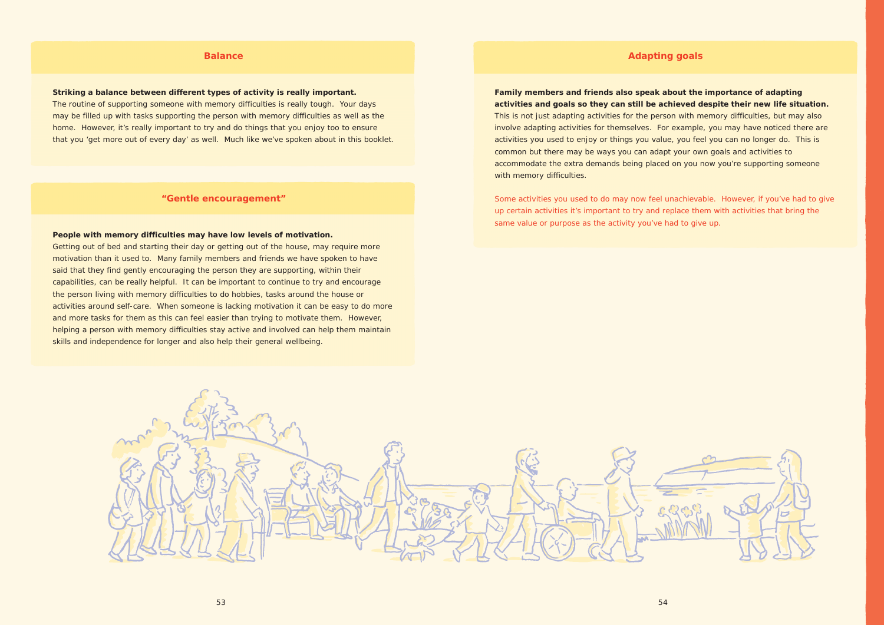## Balance

**Striking a balance between different types of activity is really important.**
The routine of supporting someone with memory difficulties is really tough. Your days may be filled up with tasks supporting the person with memory difficulties as well as the home. However, it's really important to try and do things that you enjoy too to ensure that you 'get more out of every day' as well. Much like we've spoken about in this booklet.

## "Gentle encouragement"

**People with memory difficulties may have low levels of motivation.**
Getting out of bed and starting their day or getting out of the house, may require more motivation than it used to. Many family members and friends we have spoken to have said that they find gently encouraging the person they are supporting, within their capabilities, can be really helpful. It can be important to continue to try and encourage the person living with memory difficulties to do hobbies, tasks around the house or activities around self-care. When someone is lacking motivation it can be easy to do more and more tasks for them as this can feel easier than trying to motivate them. However, helping a person with memory difficulties stay active and involved can help them maintain skills and independence for longer and also help their general wellbeing.

## Adapting goals

**Family members and friends also speak about the importance of adapting activities and goals so they can still be achieved despite their new life situation.**
This is not just adapting activities for the person with memory difficulties, but may also involve adapting activities for themselves. For example, you may have noticed there are activities you used to enjoy or things you value, you feel you can no longer do. This is common but there may be ways you can adapt your own goals and activities to accommodate the extra demands being placed on you now you're supporting someone with memory difficulties.

Some activities you used to do may now feel unachievable. However, if you've had to give up certain activities it's important to try and replace them with activities that bring the same value or purpose as the activity you've had to give up.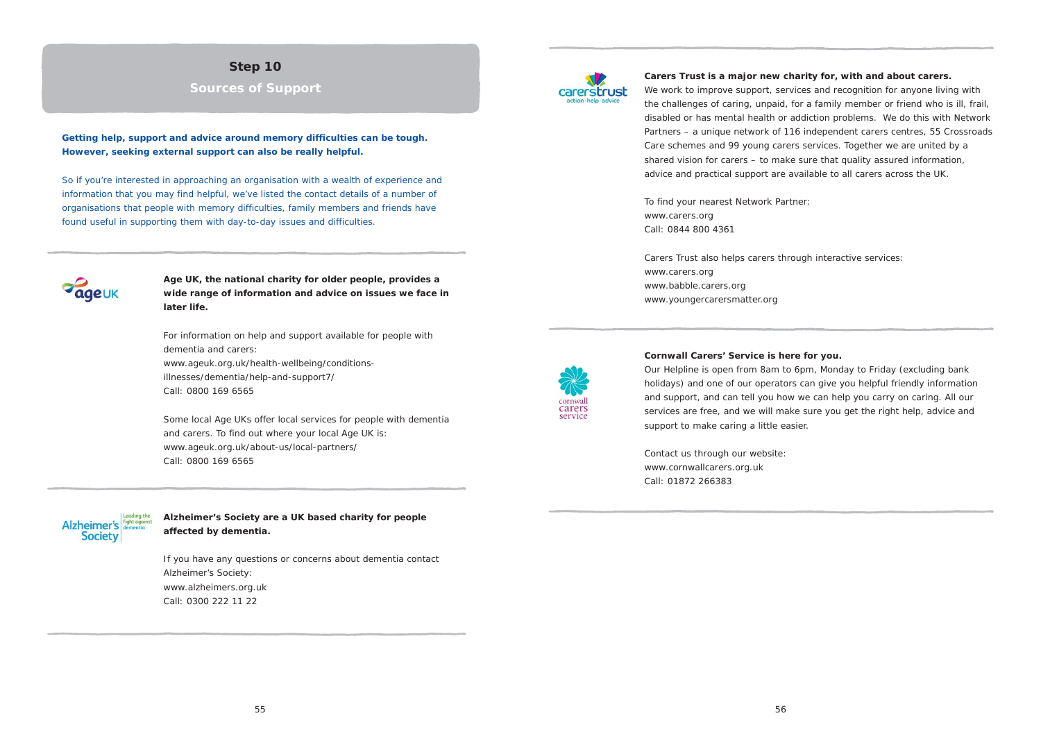## Step 10

### Sources of Support

**Getting help, support and advice around memory difficulties can be tough. However, seeking external support can also be really helpful.**

So if you're interested in approaching an organisation with a wealth of experience and information that you may find helpful, we've listed the contact details of a number of organisations that people with memory difficulties, family members and friends have found useful in supporting them with day-to-day issues and difficulties.

---

**Age UK, the national charity for older people, provides a wide range of information and advice on issues we face in later life.**

For information on help and support available for people with dementia and carers:
www.ageuk.org.uk/health-wellbeing/conditions-illnesses/dementia/help-and-support7/
Call: 0800 169 6565

Some local Age UKs offer local services for people with dementia and carers. To find out where your local Age UK is:
www.ageuk.org.uk/about-us/local-partners/
Call: 0800 169 6565

---

**Alzheimer's Society are a UK based charity for people affected by dementia.**

If you have any questions or concerns about dementia contact Alzheimer's Society:
www.alzheimers.org.uk
Call: 0300 222 11 22

---

**Carers Trust is a major new charity for, with and about carers.**
We work to improve support, services and recognition for anyone living with the challenges of caring, unpaid, for a family member or friend who is ill, frail, disabled or has mental health or addiction problems. We do this with Network Partners – a unique network of 116 independent carers centres, 55 Crossroads Care schemes and 99 young carers services. Together we are united by a shared vision for carers – to make sure that quality assured information, advice and practical support are available to all carers across the UK.

To find your nearest Network Partner:
www.carers.org
Call: 0844 800 4361

Carers Trust also helps carers through interactive services:
www.carers.org
www.babble.carers.org
www.youngercarersmatter.org

---

**Cornwall Carers' Service is here for you.**
Our Helpline is open from 8am to 6pm, Monday to Friday (excluding bank holidays) and one of our operators can give you helpful friendly information and support, and can tell you how we can help you carry on caring. All our services are free, and we will make sure you get the right help, advice and support to make caring a little easier.

Contact us through our website:
www.cornwallcarers.org.uk
Call: 01872 266383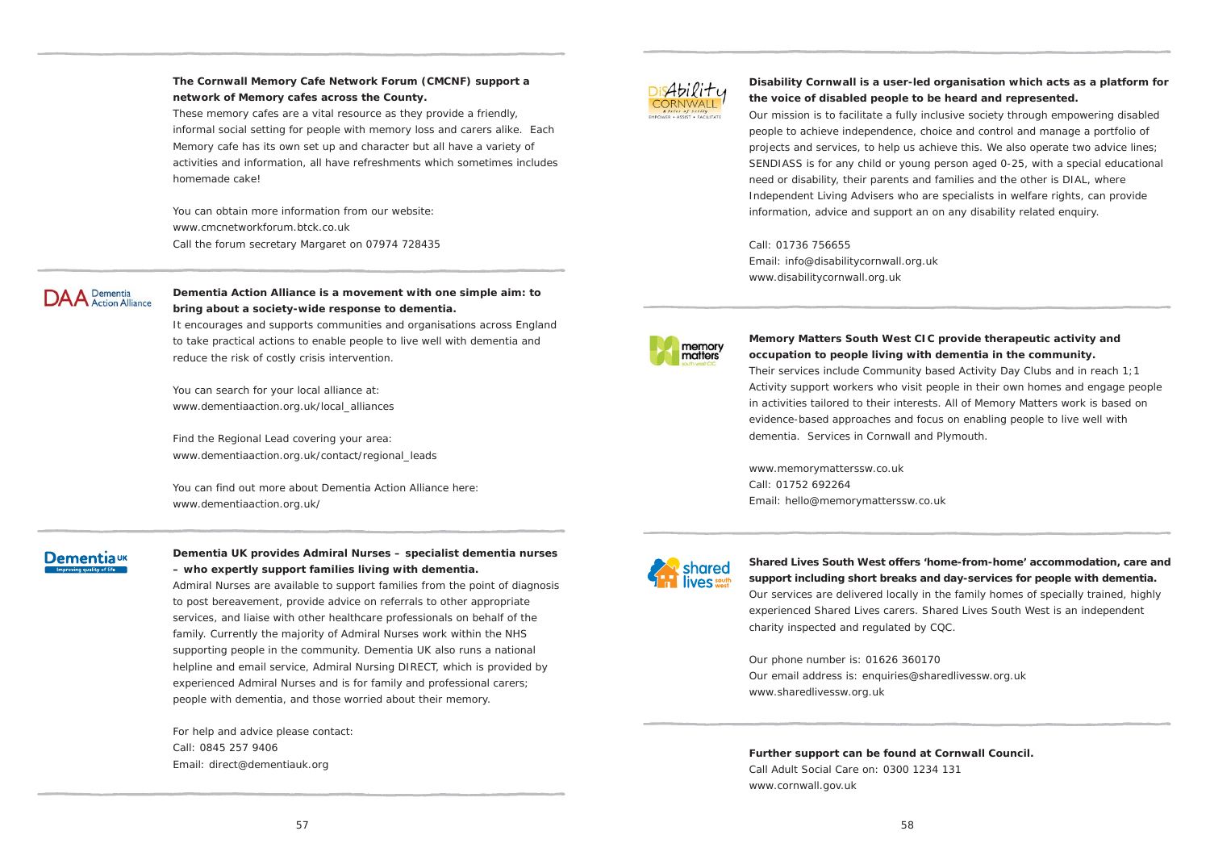**The Cornwall Memory Cafe Network Forum (CMCNF) support a network of Memory cafes across the County.**

These memory cafes are a vital resource as they provide a friendly, informal social setting for people with memory loss and carers alike. Each Memory cafe has its own set up and character but all have a variety of activities and information, all have refreshments which sometimes includes homemade cake!

You can obtain more information from our website:
www.cmcnetworkforum.btck.co.uk
Call the forum secretary Margaret on 07974 728435

---

**Dementia Action Alliance is a movement with one simple aim: to bring about a society-wide response to dementia.**

It encourages and supports communities and organisations across England to take practical actions to enable people to live well with dementia and reduce the risk of costly crisis intervention.

You can search for your local alliance at:
www.dementiaaction.org.uk/local_alliances

Find the Regional Lead covering your area:
www.dementiaaction.org.uk/contact/regional_leads

You can find out more about Dementia Action Alliance here:
www.dementiaaction.org.uk/

---

**Dementia UK provides Admiral Nurses – specialist dementia nurses – who expertly support families living with dementia.**

Admiral Nurses are available to support families from the point of diagnosis to post bereavement, provide advice on referrals to other appropriate services, and liaise with other healthcare professionals on behalf of the family. Currently the majority of Admiral Nurses work within the NHS supporting people in the community. Dementia UK also runs a national helpline and email service, Admiral Nursing DIRECT, which is provided by experienced Admiral Nurses and is for family and professional carers; people with dementia, and those worried about their memory.

For help and advice please contact:
Call: 0845 257 9406
Email: direct@dementiauk.org

---

**Disability Cornwall is a user-led organisation which acts as a platform for the voice of disabled people to be heard and represented.**

Our mission is to facilitate a fully inclusive society through empowering disabled people to achieve independence, choice and control and manage a portfolio of projects and services, to help us achieve this. We also operate two advice lines; SENDIASS is for any child or young person aged 0-25, with a special educational need or disability, their parents and families and the other is DIAL, where Independent Living Advisers who are specialists in welfare rights, can provide information, advice and support an on any disability related enquiry.

Call: 01736 756655
Email: info@disabilitycornwall.org.uk
www.disabilitycornwall.org.uk

---

**Memory Matters South West CIC provide therapeutic activity and occupation to people living with dementia in the community.**

Their services include Community based Activity Day Clubs and in reach 1;1 Activity support workers who visit people in their own homes and engage people in activities tailored to their interests. All of Memory Matters work is based on evidence-based approaches and focus on enabling people to live well with dementia. Services in Cornwall and Plymouth.

www.memorymatterssw.co.uk
Call: 01752 692264
Email: hello@memorymatterssw.co.uk

---

**Shared Lives South West offers 'home-from-home' accommodation, care and support including short breaks and day-services for people with dementia.**

Our services are delivered locally in the family homes of specially trained, highly experienced Shared Lives carers. Shared Lives South West is an independent charity inspected and regulated by CQC.

Our phone number is: 01626 360170
Our email address is: enquiries@sharedlivessw.org.uk
www.sharedlivessw.org.uk

---

**Further support can be found at Cornwall Council.**

Call Adult Social Care on: 0300 1234 131
www.cornwall.gov.uk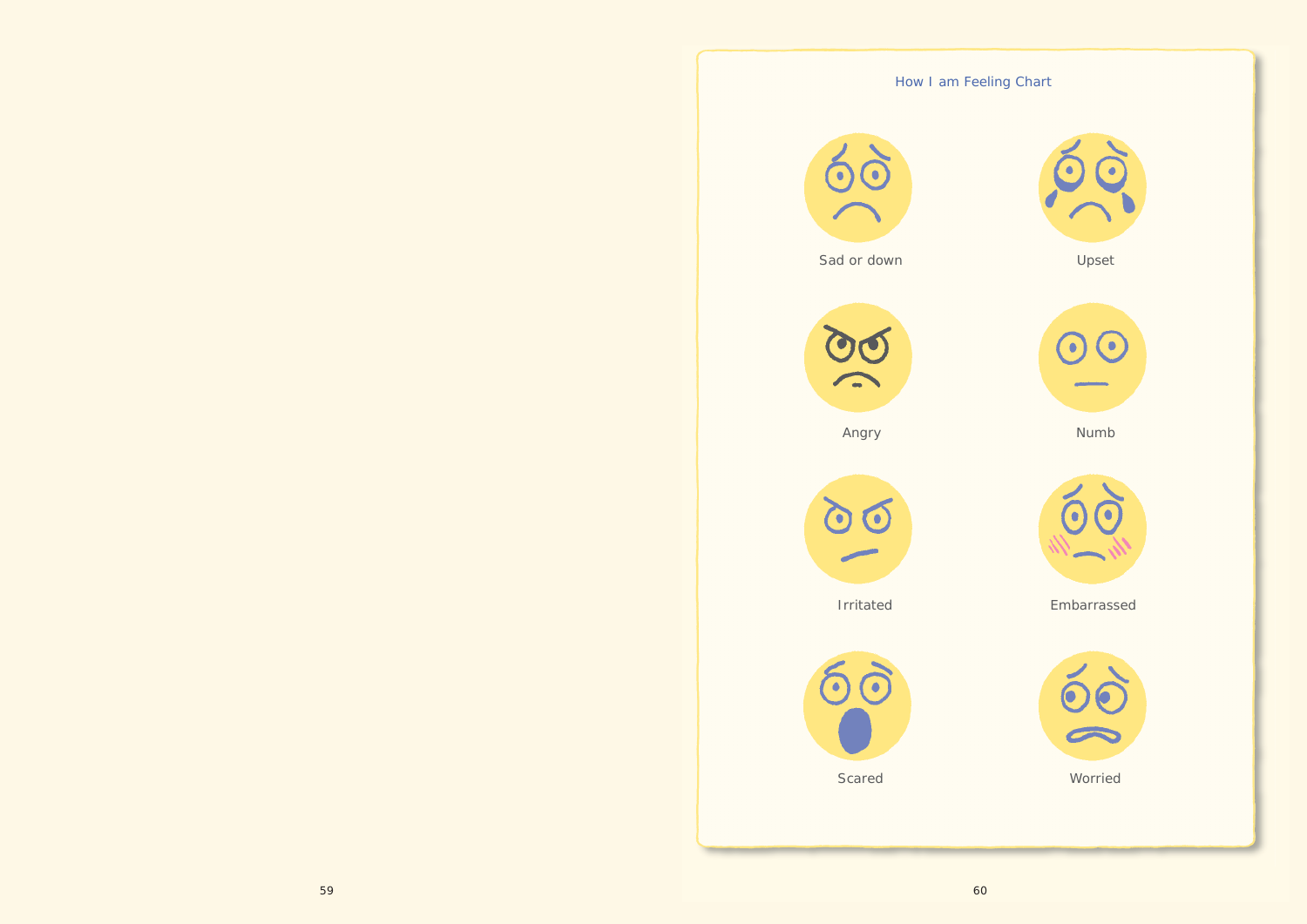## How I am Feeling Chart

Sad or down

Upset

Angry

Numb

Irritated

Embarrassed

Scared

Worried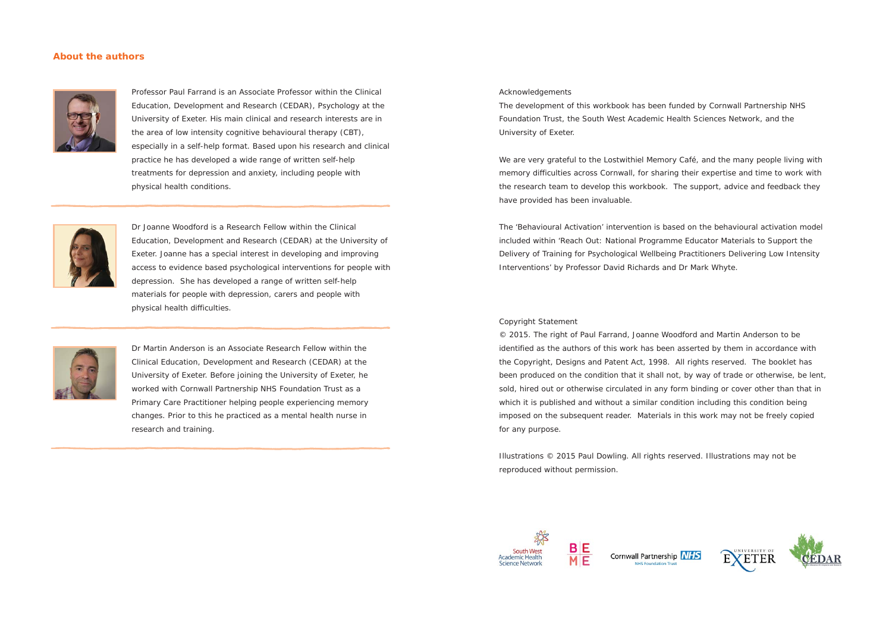## About the authors

Professor Paul Farrand is an Associate Professor within the Clinical Education, Development and Research (CEDAR), Psychology at the University of Exeter. His main clinical and research interests are in the area of low intensity cognitive behavioural therapy (CBT), especially in a self-help format. Based upon his research and clinical practice he has developed a wide range of written self-help treatments for depression and anxiety, including people with physical health conditions.

Dr Joanne Woodford is a Research Fellow within the Clinical Education, Development and Research (CEDAR) at the University of Exeter. Joanne has a special interest in developing and improving access to evidence based psychological interventions for people with depression. She has developed a range of written self-help materials for people with depression, carers and people with physical health difficulties.

Dr Martin Anderson is an Associate Research Fellow within the Clinical Education, Development and Research (CEDAR) at the University of Exeter. Before joining the University of Exeter, he worked with Cornwall Partnership NHS Foundation Trust as a Primary Care Practitioner helping people experiencing memory changes. Prior to this he practiced as a mental health nurse in research and training.

Acknowledgements

The development of this workbook has been funded by Cornwall Partnership NHS Foundation Trust, the South West Academic Health Sciences Network, and the University of Exeter.

We are very grateful to the Lostwithiel Memory Café, and the many people living with memory difficulties across Cornwall, for sharing their expertise and time to work with the research team to develop this workbook. The support, advice and feedback they have provided has been invaluable.

The 'Behavioural Activation' intervention is based on the behavioural activation model included within 'Reach Out: National Programme Educator Materials to Support the Delivery of Training for Psychological Wellbeing Practitioners Delivering Low Intensity Interventions' by Professor David Richards and Dr Mark Whyte.

Copyright Statement

© 2015. The right of Paul Farrand, Joanne Woodford and Martin Anderson to be identified as the authors of this work has been asserted by them in accordance with the Copyright, Designs and Patent Act, 1998. All rights reserved. The booklet has been produced on the condition that it shall not, by way of trade or otherwise, be lent, sold, hired out or otherwise circulated in any form binding or cover other than that in which it is published and without a similar condition including this condition being imposed on the subsequent reader. Materials in this work may not be freely copied for any purpose.

Illustrations © 2015 Paul Dowling. All rights reserved. Illustrations may not be reproduced without permission.